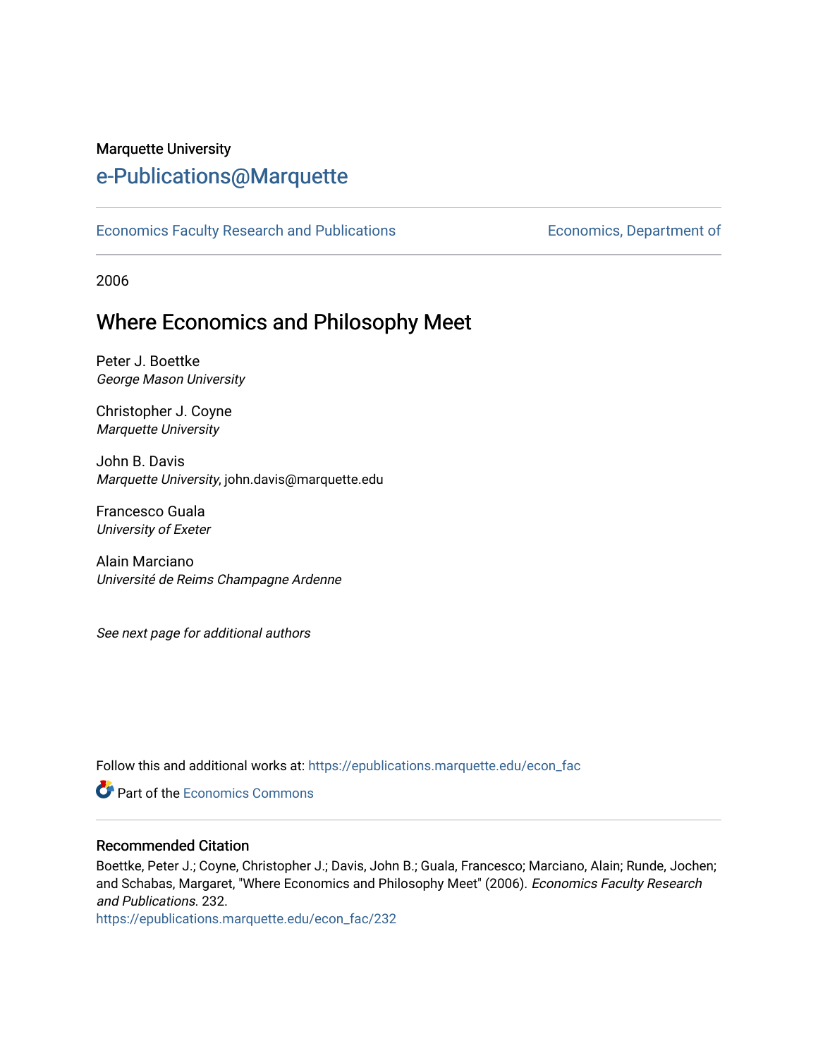Marquette University

# e-Publications@Marquette

Economics Faculty Research and Publications | Economics, Department of

2006

## Where Economics and Philosophy Meet

Peter J. Boettke
*George Mason University*

Christopher J. Coyne
*Marquette University*

John B. Davis
*Marquette University*, john.davis@marquette.edu

Francesco Guala
*University of Exeter*

Alain Marciano
*Université de Reims Champagne Ardenne*

*See next page for additional authors*

Follow this and additional works at: https://epublications.marquette.edu/econ_fac

Part of the Economics Commons

### Recommended Citation

Boettke, Peter J.; Coyne, Christopher J.; Davis, John B.; Guala, Francesco; Marciano, Alain; Runde, Jochen; and Schabas, Margaret, "Where Economics and Philosophy Meet" (2006). *Economics Faculty Research and Publications*. 232.
https://epublications.marquette.edu/econ_fac/232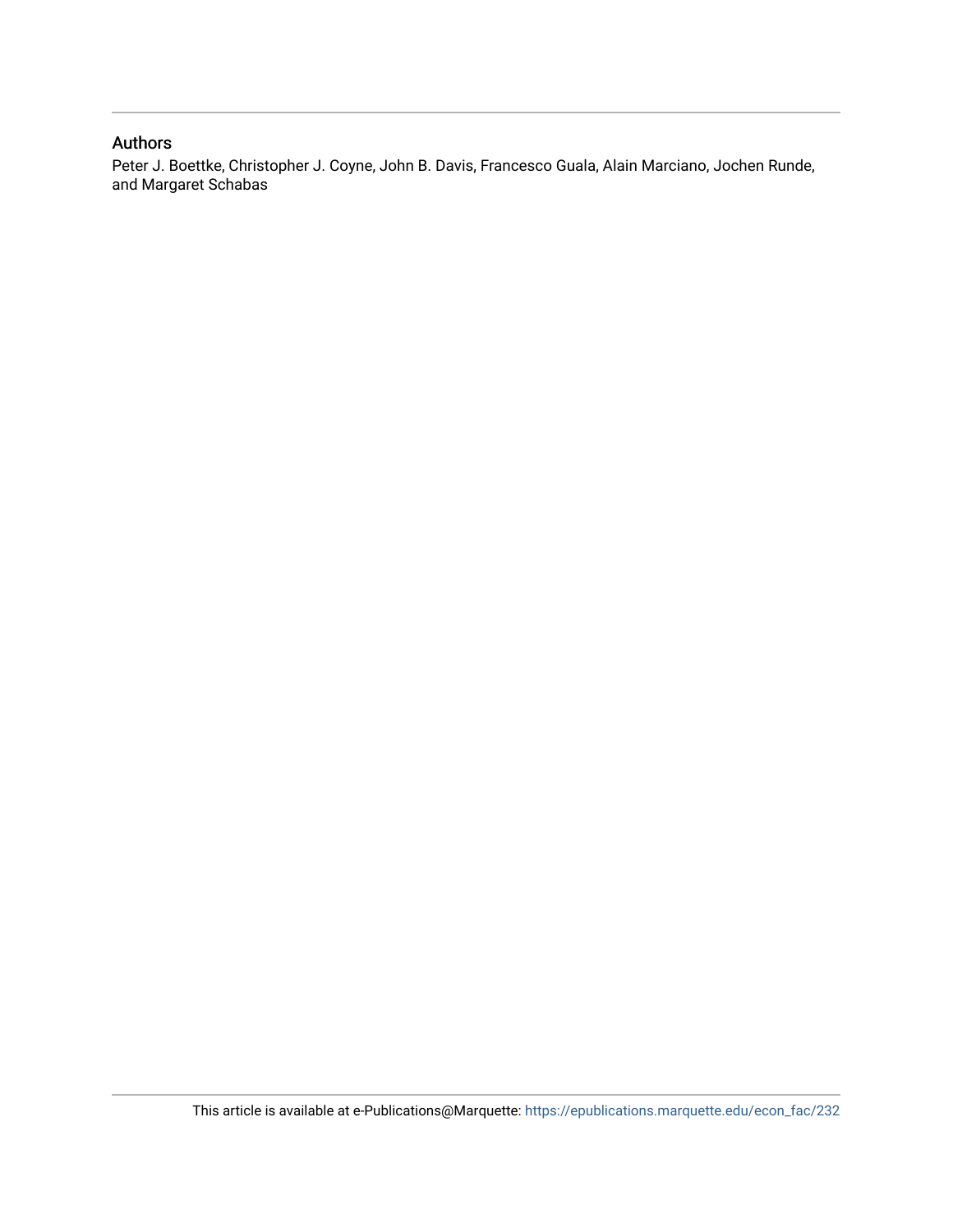## Authors

Peter J. Boettke, Christopher J. Coyne, John B. Davis, Francesco Guala, Alain Marciano, Jochen Runde, and Margaret Schabas

This article is available at e-Publications@Marquette: https://epublications.marquette.edu/econ_fac/232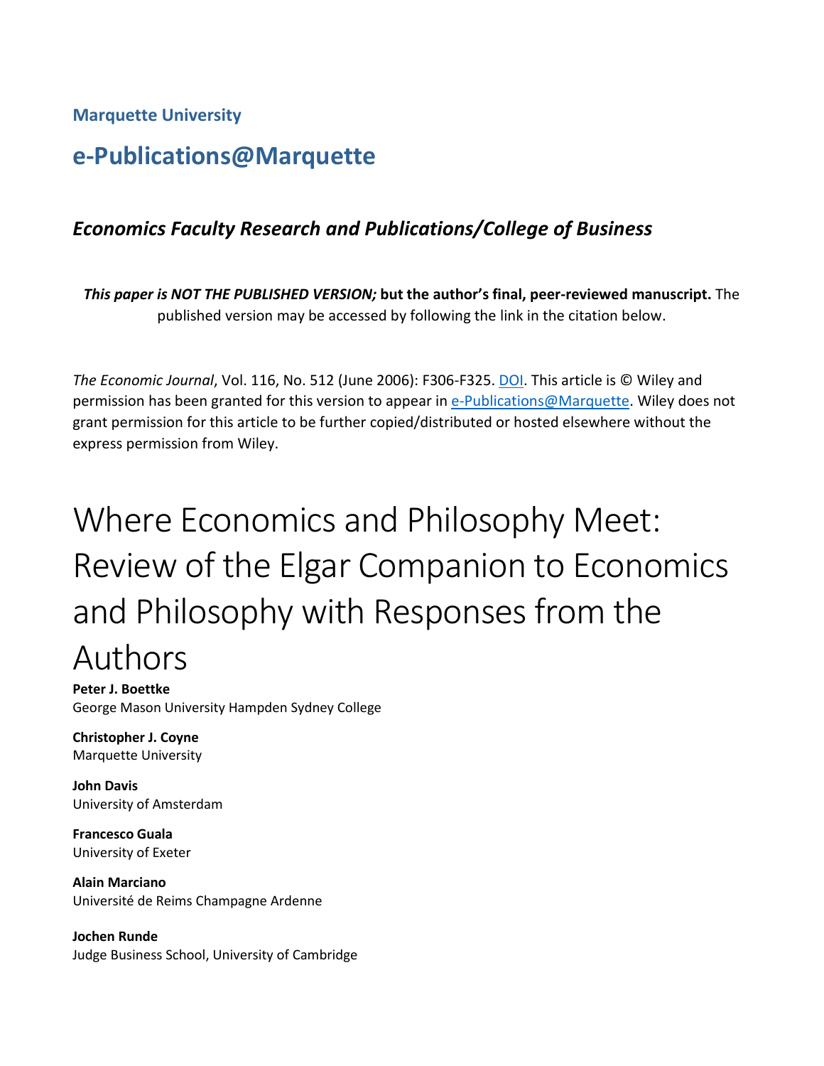**Marquette University**

# e-Publications@Marquette

### *Economics Faculty Research and Publications/College of Business*

***This paper is NOT THE PUBLISHED VERSION;* but the author's final, peer-reviewed manuscript.** The published version may be accessed by following the link in the citation below.

*The Economic Journal*, Vol. 116, No. 512 (June 2006): F306-F325. DOI. This article is © Wiley and permission has been granted for this version to appear in e-Publications@Marquette. Wiley does not grant permission for this article to be further copied/distributed or hosted elsewhere without the express permission from Wiley.

# Where Economics and Philosophy Meet: Review of the Elgar Companion to Economics and Philosophy with Responses from the Authors

**Peter J. Boettke**
George Mason University Hampden Sydney College

**Christopher J. Coyne**
Marquette University

**John Davis**
University of Amsterdam

**Francesco Guala**
University of Exeter

**Alain Marciano**
Université de Reims Champagne Ardenne

**Jochen Runde**
Judge Business School, University of Cambridge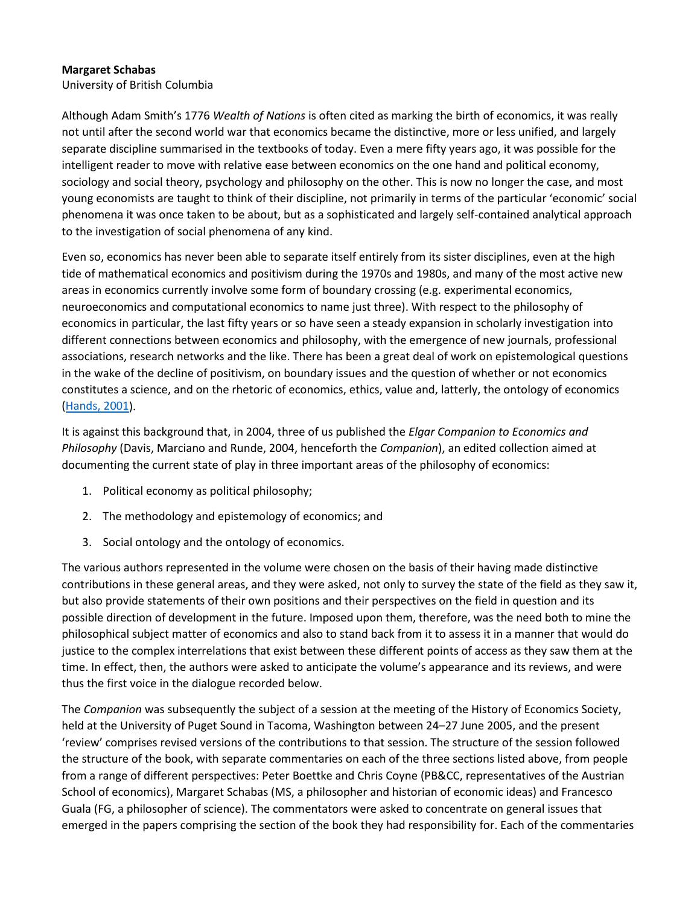**Margaret Schabas**
University of British Columbia

Although Adam Smith's 1776 *Wealth of Nations* is often cited as marking the birth of economics, it was really not until after the second world war that economics became the distinctive, more or less unified, and largely separate discipline summarised in the textbooks of today. Even a mere fifty years ago, it was possible for the intelligent reader to move with relative ease between economics on the one hand and political economy, sociology and social theory, psychology and philosophy on the other. This is now no longer the case, and most young economists are taught to think of their discipline, not primarily in terms of the particular 'economic' social phenomena it was once taken to be about, but as a sophisticated and largely self-contained analytical approach to the investigation of social phenomena of any kind.

Even so, economics has never been able to separate itself entirely from its sister disciplines, even at the high tide of mathematical economics and positivism during the 1970s and 1980s, and many of the most active new areas in economics currently involve some form of boundary crossing (e.g. experimental economics, neuroeconomics and computational economics to name just three). With respect to the philosophy of economics in particular, the last fifty years or so have seen a steady expansion in scholarly investigation into different connections between economics and philosophy, with the emergence of new journals, professional associations, research networks and the like. There has been a great deal of work on epistemological questions in the wake of the decline of positivism, on boundary issues and the question of whether or not economics constitutes a science, and on the rhetoric of economics, ethics, value and, latterly, the ontology of economics (Hands, 2001).

It is against this background that, in 2004, three of us published the *Elgar Companion to Economics and Philosophy* (Davis, Marciano and Runde, 2004, henceforth the *Companion*), an edited collection aimed at documenting the current state of play in three important areas of the philosophy of economics:

1. Political economy as political philosophy;
2. The methodology and epistemology of economics; and
3. Social ontology and the ontology of economics.

The various authors represented in the volume were chosen on the basis of their having made distinctive contributions in these general areas, and they were asked, not only to survey the state of the field as they saw it, but also provide statements of their own positions and their perspectives on the field in question and its possible direction of development in the future. Imposed upon them, therefore, was the need both to mine the philosophical subject matter of economics and also to stand back from it to assess it in a manner that would do justice to the complex interrelations that exist between these different points of access as they saw them at the time. In effect, then, the authors were asked to anticipate the volume's appearance and its reviews, and were thus the first voice in the dialogue recorded below.

The *Companion* was subsequently the subject of a session at the meeting of the History of Economics Society, held at the University of Puget Sound in Tacoma, Washington between 24–27 June 2005, and the present 'review' comprises revised versions of the contributions to that session. The structure of the session followed the structure of the book, with separate commentaries on each of the three sections listed above, from people from a range of different perspectives: Peter Boettke and Chris Coyne (PB&CC, representatives of the Austrian School of economics), Margaret Schabas (MS, a philosopher and historian of economic ideas) and Francesco Guala (FG, a philosopher of science). The commentators were asked to concentrate on general issues that emerged in the papers comprising the section of the book they had responsibility for. Each of the commentaries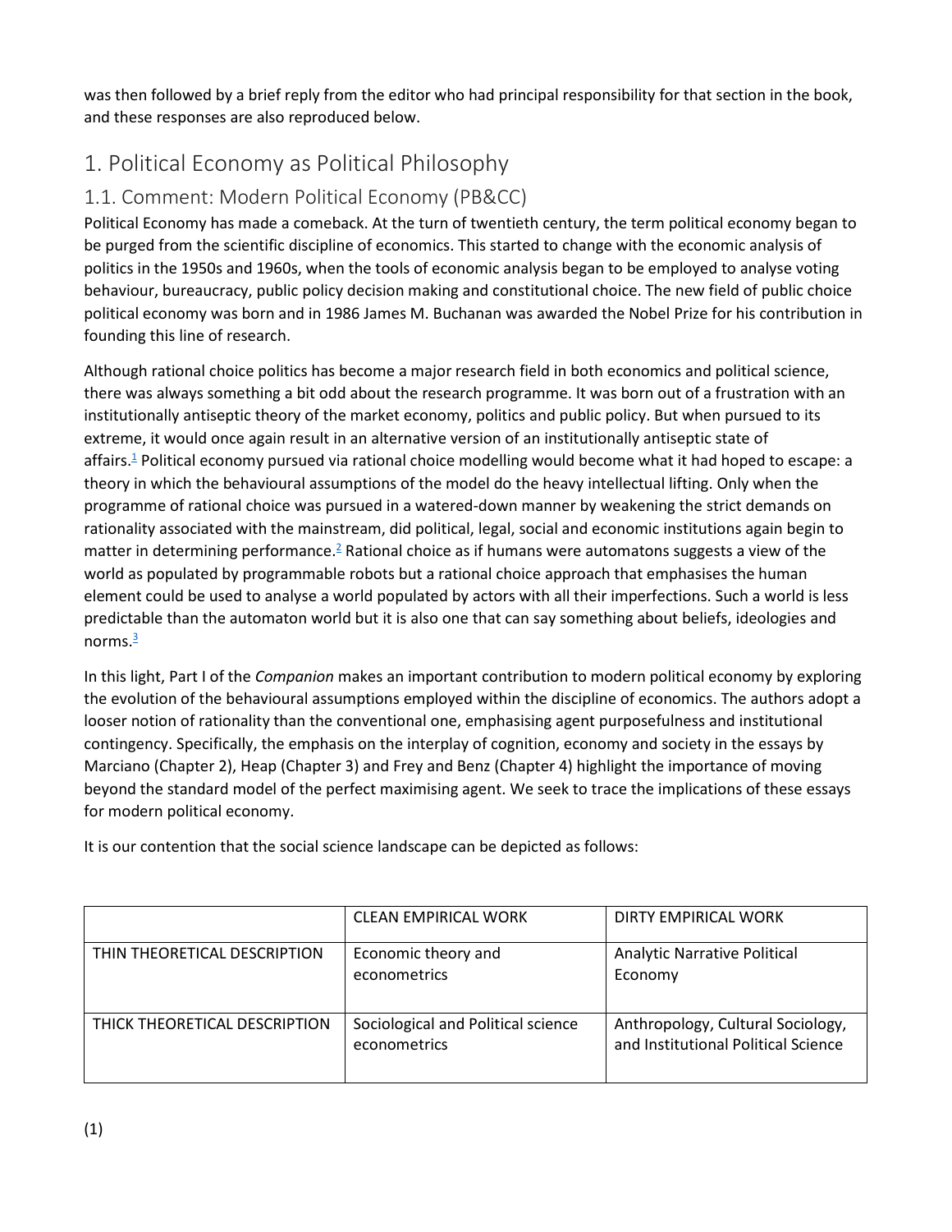was then followed by a brief reply from the editor who had principal responsibility for that section in the book, and these responses are also reproduced below.

# 1. Political Economy as Political Philosophy

## 1.1. Comment: Modern Political Economy (PB&CC)

Political Economy has made a comeback. At the turn of twentieth century, the term political economy began to be purged from the scientific discipline of economics. This started to change with the economic analysis of politics in the 1950s and 1960s, when the tools of economic analysis began to be employed to analyse voting behaviour, bureaucracy, public policy decision making and constitutional choice. The new field of public choice political economy was born and in 1986 James M. Buchanan was awarded the Nobel Prize for his contribution in founding this line of research.

Although rational choice politics has become a major research field in both economics and political science, there was always something a bit odd about the research programme. It was born out of a frustration with an institutionally antiseptic theory of the market economy, politics and public policy. But when pursued to its extreme, it would once again result in an alternative version of an institutionally antiseptic state of affairs.[1] Political economy pursued via rational choice modelling would become what it had hoped to escape: a theory in which the behavioural assumptions of the model do the heavy intellectual lifting. Only when the programme of rational choice was pursued in a watered-down manner by weakening the strict demands on rationality associated with the mainstream, did political, legal, social and economic institutions again begin to matter in determining performance.[2] Rational choice as if humans were automatons suggests a view of the world as populated by programmable robots but a rational choice approach that emphasises the human element could be used to analyse a world populated by actors with all their imperfections. Such a world is less predictable than the automaton world but it is also one that can say something about beliefs, ideologies and norms.[3]

In this light, Part I of the *Companion* makes an important contribution to modern political economy by exploring the evolution of the behavioural assumptions employed within the discipline of economics. The authors adopt a looser notion of rationality than the conventional one, emphasising agent purposefulness and institutional contingency. Specifically, the emphasis on the interplay of cognition, economy and society in the essays by Marciano (Chapter 2), Heap (Chapter 3) and Frey and Benz (Chapter 4) highlight the importance of moving beyond the standard model of the perfect maximising agent. We seek to trace the implications of these essays for modern political economy.

It is our contention that the social science landscape can be depicted as follows:

| | CLEAN EMPIRICAL WORK | DIRTY EMPIRICAL WORK |
|---|---|---|
| THIN THEORETICAL DESCRIPTION | Economic theory and econometrics | Analytic Narrative Political Economy |
| THICK THEORETICAL DESCRIPTION | Sociological and Political science econometrics | Anthropology, Cultural Sociology, and Institutional Political Science |

(1)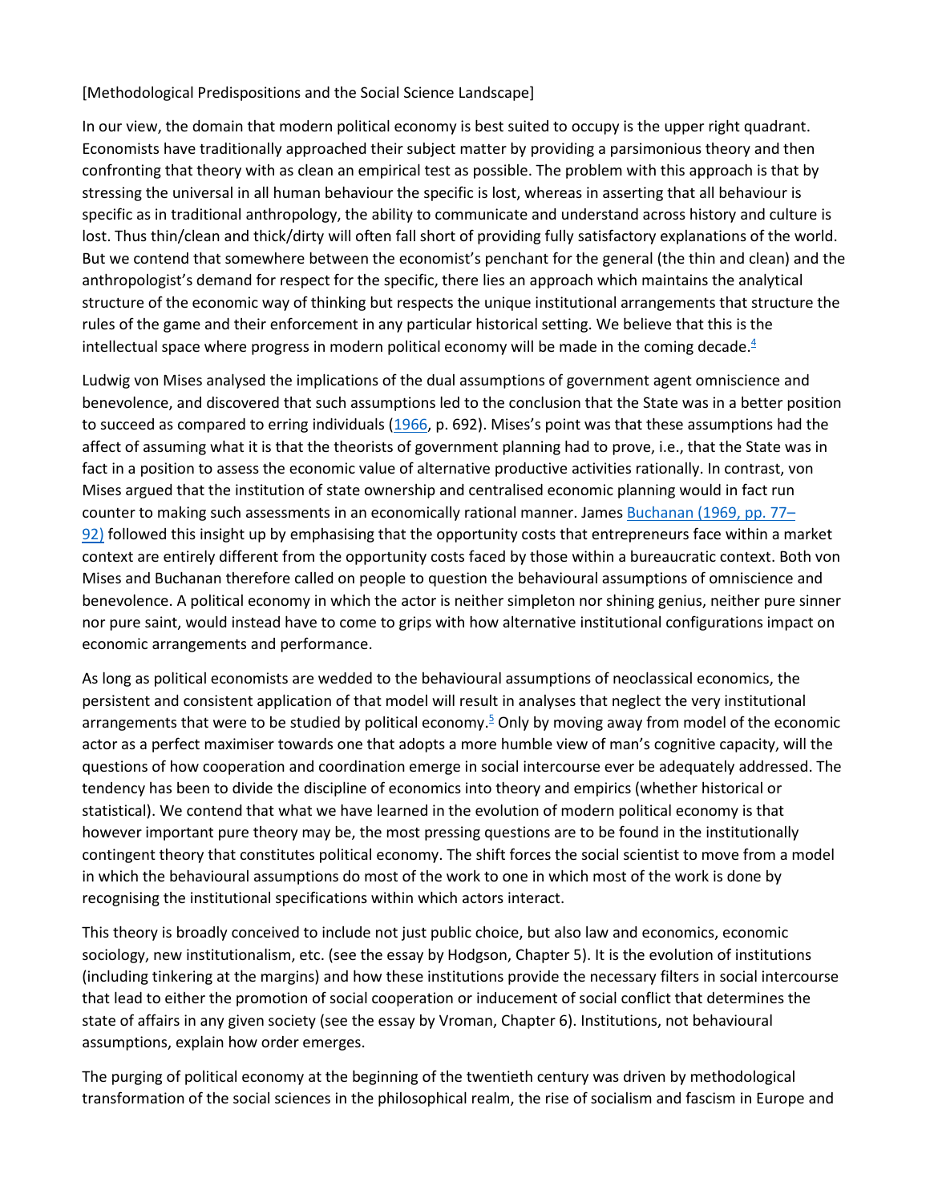[Methodological Predispositions and the Social Science Landscape]

In our view, the domain that modern political economy is best suited to occupy is the upper right quadrant. Economists have traditionally approached their subject matter by providing a parsimonious theory and then confronting that theory with as clean an empirical test as possible. The problem with this approach is that by stressing the universal in all human behaviour the specific is lost, whereas in asserting that all behaviour is specific as in traditional anthropology, the ability to communicate and understand across history and culture is lost. Thus thin/clean and thick/dirty will often fall short of providing fully satisfactory explanations of the world. But we contend that somewhere between the economist's penchant for the general (the thin and clean) and the anthropologist's demand for respect for the specific, there lies an approach which maintains the analytical structure of the economic way of thinking but respects the unique institutional arrangements that structure the rules of the game and their enforcement in any particular historical setting. We believe that this is the intellectual space where progress in modern political economy will be made in the coming decade.[4]

Ludwig von Mises analysed the implications of the dual assumptions of government agent omniscience and benevolence, and discovered that such assumptions led to the conclusion that the State was in a better position to succeed as compared to erring individuals (1966, p. 692). Mises's point was that these assumptions had the affect of assuming what it is that the theorists of government planning had to prove, i.e., that the State was in fact in a position to assess the economic value of alternative productive activities rationally. In contrast, von Mises argued that the institution of state ownership and centralised economic planning would in fact run counter to making such assessments in an economically rational manner. James Buchanan (1969, pp. 77–92) followed this insight up by emphasising that the opportunity costs that entrepreneurs face within a market context are entirely different from the opportunity costs faced by those within a bureaucratic context. Both von Mises and Buchanan therefore called on people to question the behavioural assumptions of omniscience and benevolence. A political economy in which the actor is neither simpleton nor shining genius, neither pure sinner nor pure saint, would instead have to come to grips with how alternative institutional configurations impact on economic arrangements and performance.

As long as political economists are wedded to the behavioural assumptions of neoclassical economics, the persistent and consistent application of that model will result in analyses that neglect the very institutional arrangements that were to be studied by political economy.[5] Only by moving away from model of the economic actor as a perfect maximiser towards one that adopts a more humble view of man's cognitive capacity, will the questions of how cooperation and coordination emerge in social intercourse ever be adequately addressed. The tendency has been to divide the discipline of economics into theory and empirics (whether historical or statistical). We contend that what we have learned in the evolution of modern political economy is that however important pure theory may be, the most pressing questions are to be found in the institutionally contingent theory that constitutes political economy. The shift forces the social scientist to move from a model in which the behavioural assumptions do most of the work to one in which most of the work is done by recognising the institutional specifications within which actors interact.

This theory is broadly conceived to include not just public choice, but also law and economics, economic sociology, new institutionalism, etc. (see the essay by Hodgson, Chapter 5). It is the evolution of institutions (including tinkering at the margins) and how these institutions provide the necessary filters in social intercourse that lead to either the promotion of social cooperation or inducement of social conflict that determines the state of affairs in any given society (see the essay by Vroman, Chapter 6). Institutions, not behavioural assumptions, explain how order emerges.

The purging of political economy at the beginning of the twentieth century was driven by methodological transformation of the social sciences in the philosophical realm, the rise of socialism and fascism in Europe and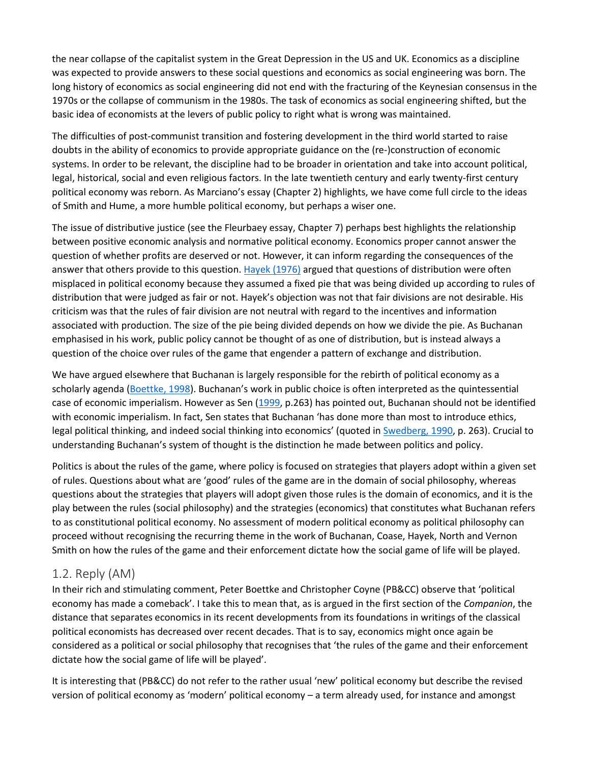the near collapse of the capitalist system in the Great Depression in the US and UK. Economics as a discipline was expected to provide answers to these social questions and economics as social engineering was born. The long history of economics as social engineering did not end with the fracturing of the Keynesian consensus in the 1970s or the collapse of communism in the 1980s. The task of economics as social engineering shifted, but the basic idea of economists at the levers of public policy to right what is wrong was maintained.

The difficulties of post-communist transition and fostering development in the third world started to raise doubts in the ability of economics to provide appropriate guidance on the (re-)construction of economic systems. In order to be relevant, the discipline had to be broader in orientation and take into account political, legal, historical, social and even religious factors. In the late twentieth century and early twenty-first century political economy was reborn. As Marciano's essay (Chapter 2) highlights, we have come full circle to the ideas of Smith and Hume, a more humble political economy, but perhaps a wiser one.

The issue of distributive justice (see the Fleurbaey essay, Chapter 7) perhaps best highlights the relationship between positive economic analysis and normative political economy. Economics proper cannot answer the question of whether profits are deserved or not. However, it can inform regarding the consequences of the answer that others provide to this question. Hayek (1976) argued that questions of distribution were often misplaced in political economy because they assumed a fixed pie that was being divided up according to rules of distribution that were judged as fair or not. Hayek's objection was not that fair divisions are not desirable. His criticism was that the rules of fair division are not neutral with regard to the incentives and information associated with production. The size of the pie being divided depends on how we divide the pie. As Buchanan emphasised in his work, public policy cannot be thought of as one of distribution, but is instead always a question of the choice over rules of the game that engender a pattern of exchange and distribution.

We have argued elsewhere that Buchanan is largely responsible for the rebirth of political economy as a scholarly agenda (Boettke, 1998). Buchanan's work in public choice is often interpreted as the quintessential case of economic imperialism. However as Sen (1999, p.263) has pointed out, Buchanan should not be identified with economic imperialism. In fact, Sen states that Buchanan 'has done more than most to introduce ethics, legal political thinking, and indeed social thinking into economics' (quoted in Swedberg, 1990, p. 263). Crucial to understanding Buchanan's system of thought is the distinction he made between politics and policy.

Politics is about the rules of the game, where policy is focused on strategies that players adopt within a given set of rules. Questions about what are 'good' rules of the game are in the domain of social philosophy, whereas questions about the strategies that players will adopt given those rules is the domain of economics, and it is the play between the rules (social philosophy) and the strategies (economics) that constitutes what Buchanan refers to as constitutional political economy. No assessment of modern political economy as political philosophy can proceed without recognising the recurring theme in the work of Buchanan, Coase, Hayek, North and Vernon Smith on how the rules of the game and their enforcement dictate how the social game of life will be played.

## 1.2. Reply (AM)

In their rich and stimulating comment, Peter Boettke and Christopher Coyne (PB&CC) observe that 'political economy has made a comeback'. I take this to mean that, as is argued in the first section of the *Companion*, the distance that separates economics in its recent developments from its foundations in writings of the classical political economists has decreased over recent decades. That is to say, economics might once again be considered as a political or social philosophy that recognises that 'the rules of the game and their enforcement dictate how the social game of life will be played'.

It is interesting that (PB&CC) do not refer to the rather usual 'new' political economy but describe the revised version of political economy as 'modern' political economy – a term already used, for instance and amongst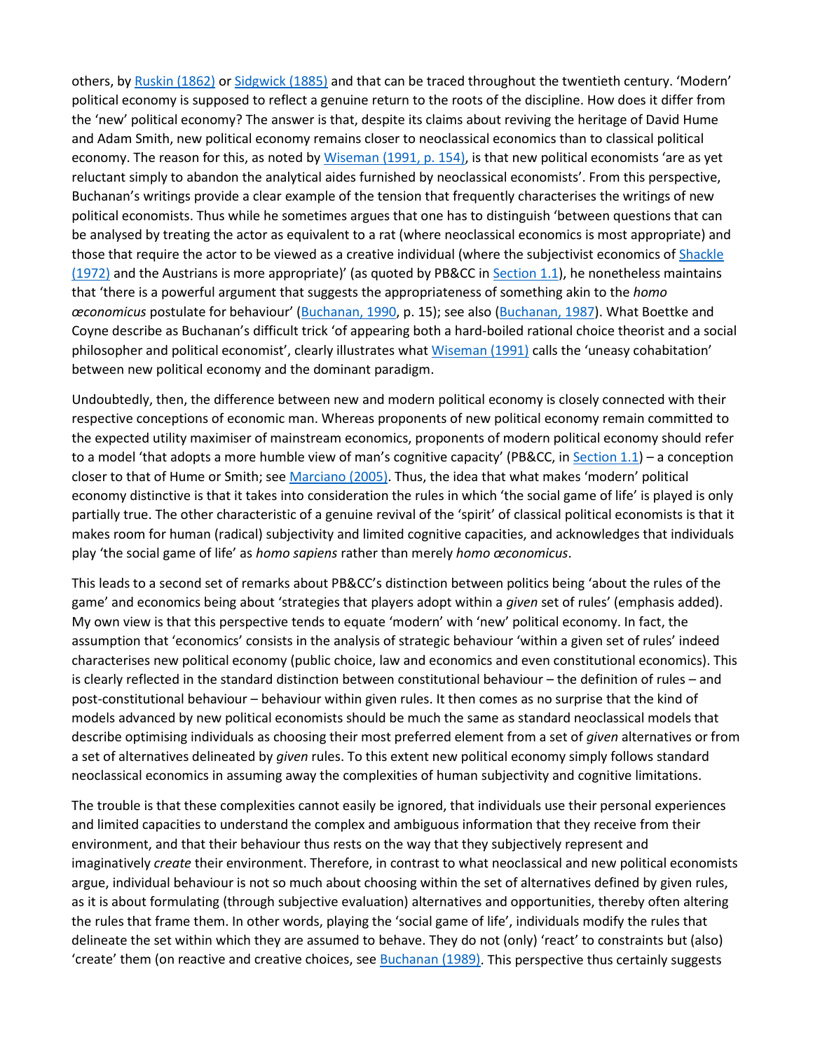others, by Ruskin (1862) or Sidgwick (1885) and that can be traced throughout the twentieth century. 'Modern' political economy is supposed to reflect a genuine return to the roots of the discipline. How does it differ from the 'new' political economy? The answer is that, despite its claims about reviving the heritage of David Hume and Adam Smith, new political economy remains closer to neoclassical economics than to classical political economy. The reason for this, as noted by Wiseman (1991, p. 154), is that new political economists 'are as yet reluctant simply to abandon the analytical aides furnished by neoclassical economists'. From this perspective, Buchanan's writings provide a clear example of the tension that frequently characterises the writings of new political economists. Thus while he sometimes argues that one has to distinguish 'between questions that can be analysed by treating the actor as equivalent to a rat (where neoclassical economics is most appropriate) and those that require the actor to be viewed as a creative individual (where the subjectivist economics of Shackle (1972) and the Austrians is more appropriate)' (as quoted by PB&CC in Section 1.1), he nonetheless maintains that 'there is a powerful argument that suggests the appropriateness of something akin to the *homo œconomicus* postulate for behaviour' (Buchanan, 1990, p. 15); see also (Buchanan, 1987). What Boettke and Coyne describe as Buchanan's difficult trick 'of appearing both a hard-boiled rational choice theorist and a social philosopher and political economist', clearly illustrates what Wiseman (1991) calls the 'uneasy cohabitation' between new political economy and the dominant paradigm.

Undoubtedly, then, the difference between new and modern political economy is closely connected with their respective conceptions of economic man. Whereas proponents of new political economy remain committed to the expected utility maximiser of mainstream economics, proponents of modern political economy should refer to a model 'that adopts a more humble view of man's cognitive capacity' (PB&CC, in Section 1.1) – a conception closer to that of Hume or Smith; see Marciano (2005). Thus, the idea that what makes 'modern' political economy distinctive is that it takes into consideration the rules in which 'the social game of life' is played is only partially true. The other characteristic of a genuine revival of the 'spirit' of classical political economists is that it makes room for human (radical) subjectivity and limited cognitive capacities, and acknowledges that individuals play 'the social game of life' as *homo sapiens* rather than merely *homo œconomicus*.

This leads to a second set of remarks about PB&CC's distinction between politics being 'about the rules of the game' and economics being about 'strategies that players adopt within a *given* set of rules' (emphasis added). My own view is that this perspective tends to equate 'modern' with 'new' political economy. In fact, the assumption that 'economics' consists in the analysis of strategic behaviour 'within a given set of rules' indeed characterises new political economy (public choice, law and economics and even constitutional economics). This is clearly reflected in the standard distinction between constitutional behaviour – the definition of rules – and post-constitutional behaviour – behaviour within given rules. It then comes as no surprise that the kind of models advanced by new political economists should be much the same as standard neoclassical models that describe optimising individuals as choosing their most preferred element from a set of *given* alternatives or from a set of alternatives delineated by *given* rules. To this extent new political economy simply follows standard neoclassical economics in assuming away the complexities of human subjectivity and cognitive limitations.

The trouble is that these complexities cannot easily be ignored, that individuals use their personal experiences and limited capacities to understand the complex and ambiguous information that they receive from their environment, and that their behaviour thus rests on the way that they subjectively represent and imaginatively *create* their environment. Therefore, in contrast to what neoclassical and new political economists argue, individual behaviour is not so much about choosing within the set of alternatives defined by given rules, as it is about formulating (through subjective evaluation) alternatives and opportunities, thereby often altering the rules that frame them. In other words, playing the 'social game of life', individuals modify the rules that delineate the set within which they are assumed to behave. They do not (only) 'react' to constraints but (also) 'create' them (on reactive and creative choices, see Buchanan (1989). This perspective thus certainly suggests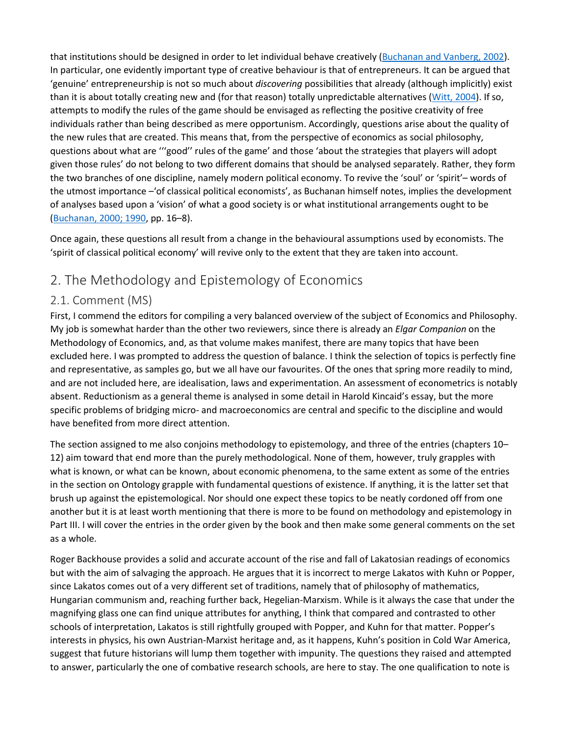that institutions should be designed in order to let individual behave creatively (Buchanan and Vanberg, 2002). In particular, one evidently important type of creative behaviour is that of entrepreneurs. It can be argued that 'genuine' entrepreneurship is not so much about *discovering* possibilities that already (although implicitly) exist than it is about totally creating new and (for that reason) totally unpredictable alternatives (Witt, 2004). If so, attempts to modify the rules of the game should be envisaged as reflecting the positive creativity of free individuals rather than being described as mere opportunism. Accordingly, questions arise about the quality of the new rules that are created. This means that, from the perspective of economics as social philosophy, questions about what are '''good'' rules of the game' and those 'about the strategies that players will adopt given those rules' do not belong to two different domains that should be analysed separately. Rather, they form the two branches of one discipline, namely modern political economy. To revive the 'soul' or 'spirit'– words of the utmost importance –'of classical political economists', as Buchanan himself notes, implies the development of analyses based upon a 'vision' of what a good society is or what institutional arrangements ought to be (Buchanan, 2000; 1990, pp. 16–8).

Once again, these questions all result from a change in the behavioural assumptions used by economists. The 'spirit of classical political economy' will revive only to the extent that they are taken into account.

## 2. The Methodology and Epistemology of Economics

### 2.1. Comment (MS)

First, I commend the editors for compiling a very balanced overview of the subject of Economics and Philosophy. My job is somewhat harder than the other two reviewers, since there is already an *Elgar Companion* on the Methodology of Economics, and, as that volume makes manifest, there are many topics that have been excluded here. I was prompted to address the question of balance. I think the selection of topics is perfectly fine and representative, as samples go, but we all have our favourites. Of the ones that spring more readily to mind, and are not included here, are idealisation, laws and experimentation. An assessment of econometrics is notably absent. Reductionism as a general theme is analysed in some detail in Harold Kincaid's essay, but the more specific problems of bridging micro- and macroeconomics are central and specific to the discipline and would have benefited from more direct attention.

The section assigned to me also conjoins methodology to epistemology, and three of the entries (chapters 10–12) aim toward that end more than the purely methodological. None of them, however, truly grapples with what is known, or what can be known, about economic phenomena, to the same extent as some of the entries in the section on Ontology grapple with fundamental questions of existence. If anything, it is the latter set that brush up against the epistemological. Nor should one expect these topics to be neatly cordoned off from one another but it is at least worth mentioning that there is more to be found on methodology and epistemology in Part III. I will cover the entries in the order given by the book and then make some general comments on the set as a whole.

Roger Backhouse provides a solid and accurate account of the rise and fall of Lakatosian readings of economics but with the aim of salvaging the approach. He argues that it is incorrect to merge Lakatos with Kuhn or Popper, since Lakatos comes out of a very different set of traditions, namely that of philosophy of mathematics, Hungarian communism and, reaching further back, Hegelian-Marxism. While is it always the case that under the magnifying glass one can find unique attributes for anything, I think that compared and contrasted to other schools of interpretation, Lakatos is still rightfully grouped with Popper, and Kuhn for that matter. Popper's interests in physics, his own Austrian-Marxist heritage and, as it happens, Kuhn's position in Cold War America, suggest that future historians will lump them together with impunity. The questions they raised and attempted to answer, particularly the one of combative research schools, are here to stay. The one qualification to note is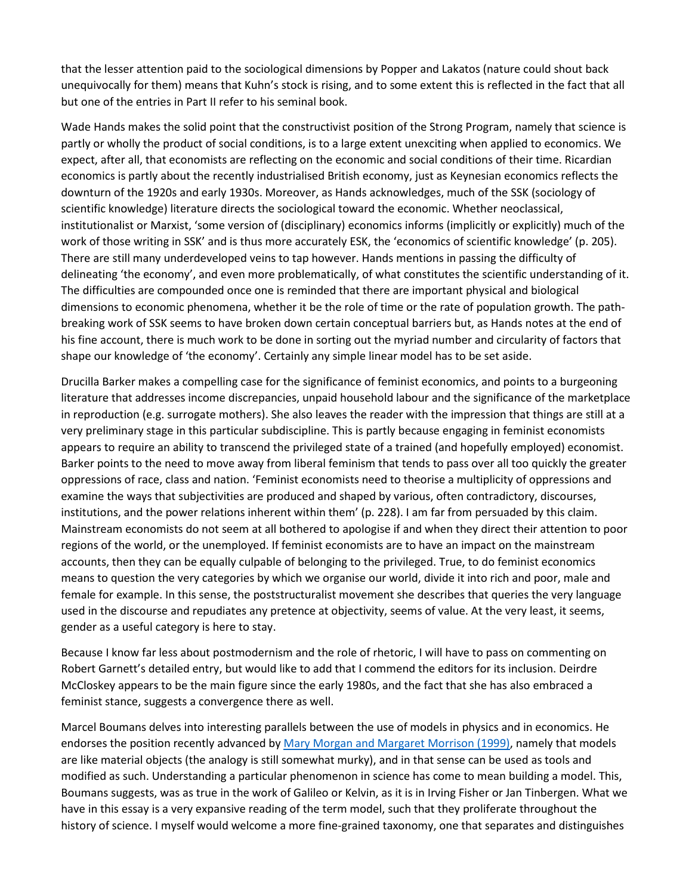that the lesser attention paid to the sociological dimensions by Popper and Lakatos (nature could shout back unequivocally for them) means that Kuhn's stock is rising, and to some extent this is reflected in the fact that all but one of the entries in Part II refer to his seminal book.

Wade Hands makes the solid point that the constructivist position of the Strong Program, namely that science is partly or wholly the product of social conditions, is to a large extent unexciting when applied to economics. We expect, after all, that economists are reflecting on the economic and social conditions of their time. Ricardian economics is partly about the recently industrialised British economy, just as Keynesian economics reflects the downturn of the 1920s and early 1930s. Moreover, as Hands acknowledges, much of the SSK (sociology of scientific knowledge) literature directs the sociological toward the economic. Whether neoclassical, institutionalist or Marxist, 'some version of (disciplinary) economics informs (implicitly or explicitly) much of the work of those writing in SSK' and is thus more accurately ESK, the 'economics of scientific knowledge' (p. 205). There are still many underdeveloped veins to tap however. Hands mentions in passing the difficulty of delineating 'the economy', and even more problematically, of what constitutes the scientific understanding of it. The difficulties are compounded once one is reminded that there are important physical and biological dimensions to economic phenomena, whether it be the role of time or the rate of population growth. The path-breaking work of SSK seems to have broken down certain conceptual barriers but, as Hands notes at the end of his fine account, there is much work to be done in sorting out the myriad number and circularity of factors that shape our knowledge of 'the economy'. Certainly any simple linear model has to be set aside.

Drucilla Barker makes a compelling case for the significance of feminist economics, and points to a burgeoning literature that addresses income discrepancies, unpaid household labour and the significance of the marketplace in reproduction (e.g. surrogate mothers). She also leaves the reader with the impression that things are still at a very preliminary stage in this particular subdiscipline. This is partly because engaging in feminist economists appears to require an ability to transcend the privileged state of a trained (and hopefully employed) economist. Barker points to the need to move away from liberal feminism that tends to pass over all too quickly the greater oppressions of race, class and nation. 'Feminist economists need to theorise a multiplicity of oppressions and examine the ways that subjectivities are produced and shaped by various, often contradictory, discourses, institutions, and the power relations inherent within them' (p. 228). I am far from persuaded by this claim. Mainstream economists do not seem at all bothered to apologise if and when they direct their attention to poor regions of the world, or the unemployed. If feminist economists are to have an impact on the mainstream accounts, then they can be equally culpable of belonging to the privileged. True, to do feminist economics means to question the very categories by which we organise our world, divide it into rich and poor, male and female for example. In this sense, the poststructuralist movement she describes that queries the very language used in the discourse and repudiates any pretence at objectivity, seems of value. At the very least, it seems, gender as a useful category is here to stay.

Because I know far less about postmodernism and the role of rhetoric, I will have to pass on commenting on Robert Garnett's detailed entry, but would like to add that I commend the editors for its inclusion. Deirdre McCloskey appears to be the main figure since the early 1980s, and the fact that she has also embraced a feminist stance, suggests a convergence there as well.

Marcel Boumans delves into interesting parallels between the use of models in physics and in economics. He endorses the position recently advanced by Mary Morgan and Margaret Morrison (1999), namely that models are like material objects (the analogy is still somewhat murky), and in that sense can be used as tools and modified as such. Understanding a particular phenomenon in science has come to mean building a model. This, Boumans suggests, was as true in the work of Galileo or Kelvin, as it is in Irving Fisher or Jan Tinbergen. What we have in this essay is a very expansive reading of the term model, such that they proliferate throughout the history of science. I myself would welcome a more fine-grained taxonomy, one that separates and distinguishes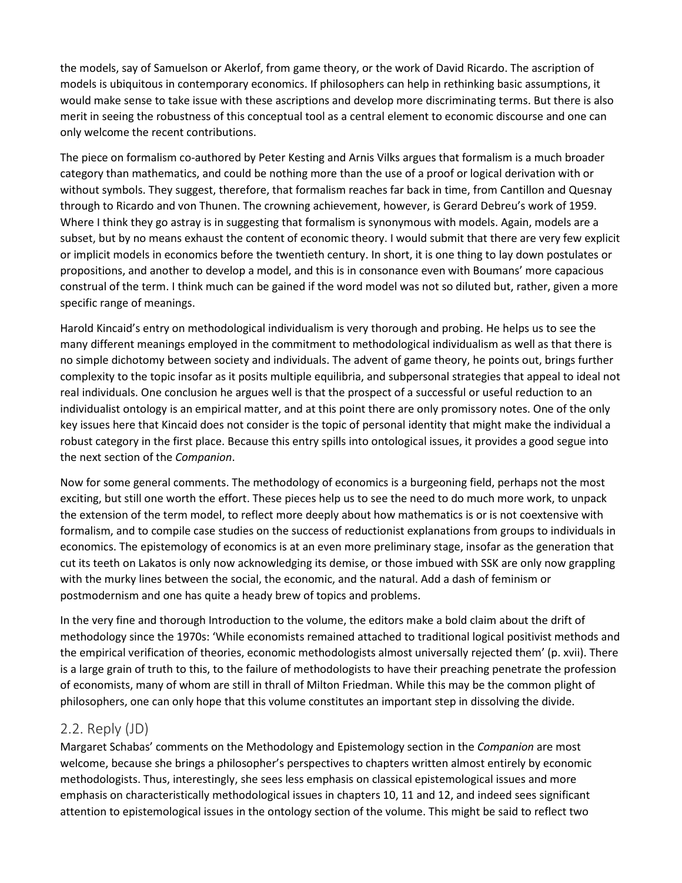the models, say of Samuelson or Akerlof, from game theory, or the work of David Ricardo. The ascription of models is ubiquitous in contemporary economics. If philosophers can help in rethinking basic assumptions, it would make sense to take issue with these ascriptions and develop more discriminating terms. But there is also merit in seeing the robustness of this conceptual tool as a central element to economic discourse and one can only welcome the recent contributions.

The piece on formalism co-authored by Peter Kesting and Arnis Vilks argues that formalism is a much broader category than mathematics, and could be nothing more than the use of a proof or logical derivation with or without symbols. They suggest, therefore, that formalism reaches far back in time, from Cantillon and Quesnay through to Ricardo and von Thunen. The crowning achievement, however, is Gerard Debreu's work of 1959. Where I think they go astray is in suggesting that formalism is synonymous with models. Again, models are a subset, but by no means exhaust the content of economic theory. I would submit that there are very few explicit or implicit models in economics before the twentieth century. In short, it is one thing to lay down postulates or propositions, and another to develop a model, and this is in consonance even with Boumans' more capacious construal of the term. I think much can be gained if the word model was not so diluted but, rather, given a more specific range of meanings.

Harold Kincaid's entry on methodological individualism is very thorough and probing. He helps us to see the many different meanings employed in the commitment to methodological individualism as well as that there is no simple dichotomy between society and individuals. The advent of game theory, he points out, brings further complexity to the topic insofar as it posits multiple equilibria, and subpersonal strategies that appeal to ideal not real individuals. One conclusion he argues well is that the prospect of a successful or useful reduction to an individualist ontology is an empirical matter, and at this point there are only promissory notes. One of the only key issues here that Kincaid does not consider is the topic of personal identity that might make the individual a robust category in the first place. Because this entry spills into ontological issues, it provides a good segue into the next section of the *Companion*.

Now for some general comments. The methodology of economics is a burgeoning field, perhaps not the most exciting, but still one worth the effort. These pieces help us to see the need to do much more work, to unpack the extension of the term model, to reflect more deeply about how mathematics is or is not coextensive with formalism, and to compile case studies on the success of reductionist explanations from groups to individuals in economics. The epistemology of economics is at an even more preliminary stage, insofar as the generation that cut its teeth on Lakatos is only now acknowledging its demise, or those imbued with SSK are only now grappling with the murky lines between the social, the economic, and the natural. Add a dash of feminism or postmodernism and one has quite a heady brew of topics and problems.

In the very fine and thorough Introduction to the volume, the editors make a bold claim about the drift of methodology since the 1970s: 'While economists remained attached to traditional logical positivist methods and the empirical verification of theories, economic methodologists almost universally rejected them' (p. xvii). There is a large grain of truth to this, to the failure of methodologists to have their preaching penetrate the profession of economists, many of whom are still in thrall of Milton Friedman. While this may be the common plight of philosophers, one can only hope that this volume constitutes an important step in dissolving the divide.

## 2.2. Reply (JD)

Margaret Schabas' comments on the Methodology and Epistemology section in the *Companion* are most welcome, because she brings a philosopher's perspectives to chapters written almost entirely by economic methodologists. Thus, interestingly, she sees less emphasis on classical epistemological issues and more emphasis on characteristically methodological issues in chapters 10, 11 and 12, and indeed sees significant attention to epistemological issues in the ontology section of the volume. This might be said to reflect two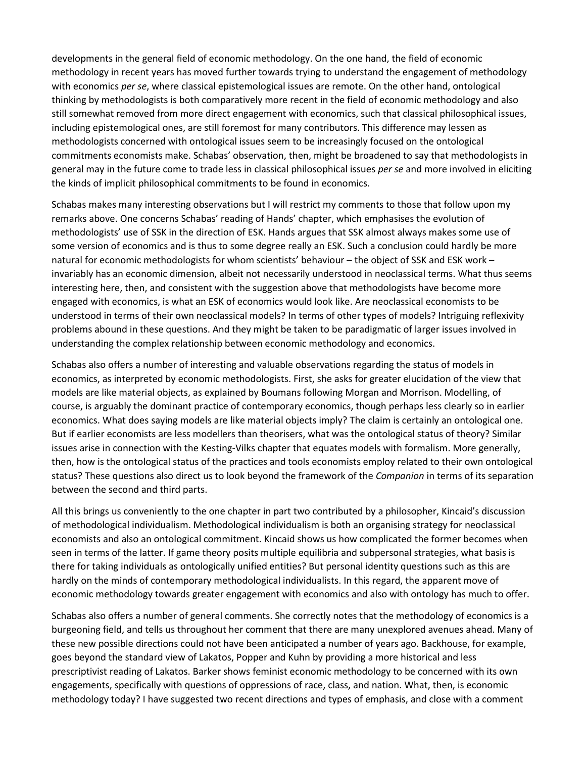developments in the general field of economic methodology. On the one hand, the field of economic methodology in recent years has moved further towards trying to understand the engagement of methodology with economics *per se*, where classical epistemological issues are remote. On the other hand, ontological thinking by methodologists is both comparatively more recent in the field of economic methodology and also still somewhat removed from more direct engagement with economics, such that classical philosophical issues, including epistemological ones, are still foremost for many contributors. This difference may lessen as methodologists concerned with ontological issues seem to be increasingly focused on the ontological commitments economists make. Schabas' observation, then, might be broadened to say that methodologists in general may in the future come to trade less in classical philosophical issues *per se* and more involved in eliciting the kinds of implicit philosophical commitments to be found in economics.

Schabas makes many interesting observations but I will restrict my comments to those that follow upon my remarks above. One concerns Schabas' reading of Hands' chapter, which emphasises the evolution of methodologists' use of SSK in the direction of ESK. Hands argues that SSK almost always makes some use of some version of economics and is thus to some degree really an ESK. Such a conclusion could hardly be more natural for economic methodologists for whom scientists' behaviour – the object of SSK and ESK work – invariably has an economic dimension, albeit not necessarily understood in neoclassical terms. What thus seems interesting here, then, and consistent with the suggestion above that methodologists have become more engaged with economics, is what an ESK of economics would look like. Are neoclassical economists to be understood in terms of their own neoclassical models? In terms of other types of models? Intriguing reflexivity problems abound in these questions. And they might be taken to be paradigmatic of larger issues involved in understanding the complex relationship between economic methodology and economics.

Schabas also offers a number of interesting and valuable observations regarding the status of models in economics, as interpreted by economic methodologists. First, she asks for greater elucidation of the view that models are like material objects, as explained by Boumans following Morgan and Morrison. Modelling, of course, is arguably the dominant practice of contemporary economics, though perhaps less clearly so in earlier economics. What does saying models are like material objects imply? The claim is certainly an ontological one. But if earlier economists are less modellers than theorisers, what was the ontological status of theory? Similar issues arise in connection with the Kesting-Vilks chapter that equates models with formalism. More generally, then, how is the ontological status of the practices and tools economists employ related to their own ontological status? These questions also direct us to look beyond the framework of the *Companion* in terms of its separation between the second and third parts.

All this brings us conveniently to the one chapter in part two contributed by a philosopher, Kincaid's discussion of methodological individualism. Methodological individualism is both an organising strategy for neoclassical economists and also an ontological commitment. Kincaid shows us how complicated the former becomes when seen in terms of the latter. If game theory posits multiple equilibria and subpersonal strategies, what basis is there for taking individuals as ontologically unified entities? But personal identity questions such as this are hardly on the minds of contemporary methodological individualists. In this regard, the apparent move of economic methodology towards greater engagement with economics and also with ontology has much to offer.

Schabas also offers a number of general comments. She correctly notes that the methodology of economics is a burgeoning field, and tells us throughout her comment that there are many unexplored avenues ahead. Many of these new possible directions could not have been anticipated a number of years ago. Backhouse, for example, goes beyond the standard view of Lakatos, Popper and Kuhn by providing a more historical and less prescriptivist reading of Lakatos. Barker shows feminist economic methodology to be concerned with its own engagements, specifically with questions of oppressions of race, class, and nation. What, then, is economic methodology today? I have suggested two recent directions and types of emphasis, and close with a comment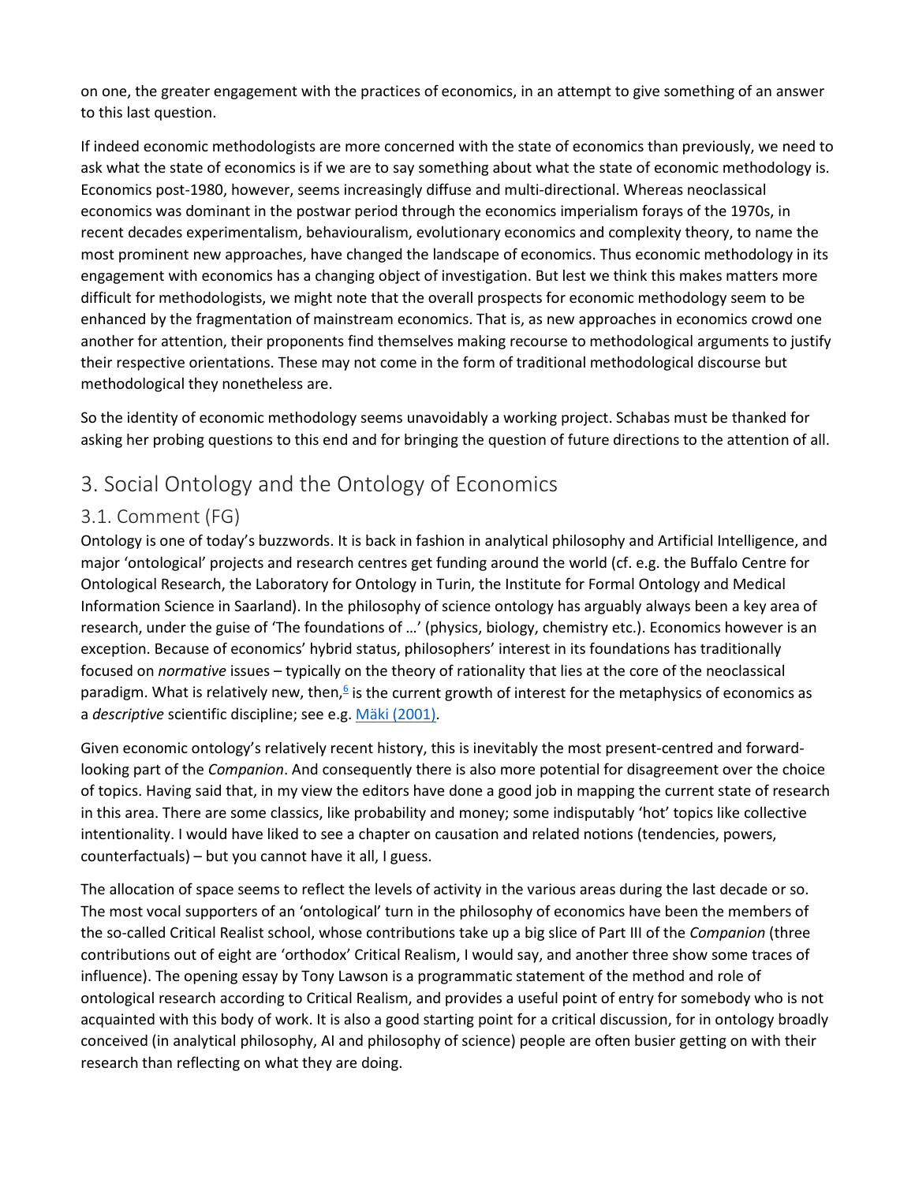on one, the greater engagement with the practices of economics, in an attempt to give something of an answer to this last question.

If indeed economic methodologists are more concerned with the state of economics than previously, we need to ask what the state of economics is if we are to say something about what the state of economic methodology is. Economics post-1980, however, seems increasingly diffuse and multi-directional. Whereas neoclassical economics was dominant in the postwar period through the economics imperialism forays of the 1970s, in recent decades experimentalism, behaviouralism, evolutionary economics and complexity theory, to name the most prominent new approaches, have changed the landscape of economics. Thus economic methodology in its engagement with economics has a changing object of investigation. But lest we think this makes matters more difficult for methodologists, we might note that the overall prospects for economic methodology seem to be enhanced by the fragmentation of mainstream economics. That is, as new approaches in economics crowd one another for attention, their proponents find themselves making recourse to methodological arguments to justify their respective orientations. These may not come in the form of traditional methodological discourse but methodological they nonetheless are.

So the identity of economic methodology seems unavoidably a working project. Schabas must be thanked for asking her probing questions to this end and for bringing the question of future directions to the attention of all.

## 3. Social Ontology and the Ontology of Economics

### 3.1. Comment (FG)

Ontology is one of today's buzzwords. It is back in fashion in analytical philosophy and Artificial Intelligence, and major 'ontological' projects and research centres get funding around the world (cf. e.g. the Buffalo Centre for Ontological Research, the Laboratory for Ontology in Turin, the Institute for Formal Ontology and Medical Information Science in Saarland). In the philosophy of science ontology has arguably always been a key area of research, under the guise of 'The foundations of …' (physics, biology, chemistry etc.). Economics however is an exception. Because of economics' hybrid status, philosophers' interest in its foundations has traditionally focused on *normative* issues – typically on the theory of rationality that lies at the core of the neoclassical paradigm. What is relatively new, then,[6] is the current growth of interest for the metaphysics of economics as a *descriptive* scientific discipline; see e.g. Mäki (2001).

Given economic ontology's relatively recent history, this is inevitably the most present-centred and forward-looking part of the *Companion*. And consequently there is also more potential for disagreement over the choice of topics. Having said that, in my view the editors have done a good job in mapping the current state of research in this area. There are some classics, like probability and money; some indisputably 'hot' topics like collective intentionality. I would have liked to see a chapter on causation and related notions (tendencies, powers, counterfactuals) – but you cannot have it all, I guess.

The allocation of space seems to reflect the levels of activity in the various areas during the last decade or so. The most vocal supporters of an 'ontological' turn in the philosophy of economics have been the members of the so-called Critical Realist school, whose contributions take up a big slice of Part III of the *Companion* (three contributions out of eight are 'orthodox' Critical Realism, I would say, and another three show some traces of influence). The opening essay by Tony Lawson is a programmatic statement of the method and role of ontological research according to Critical Realism, and provides a useful point of entry for somebody who is not acquainted with this body of work. It is also a good starting point for a critical discussion, for in ontology broadly conceived (in analytical philosophy, AI and philosophy of science) people are often busier getting on with their research than reflecting on what they are doing.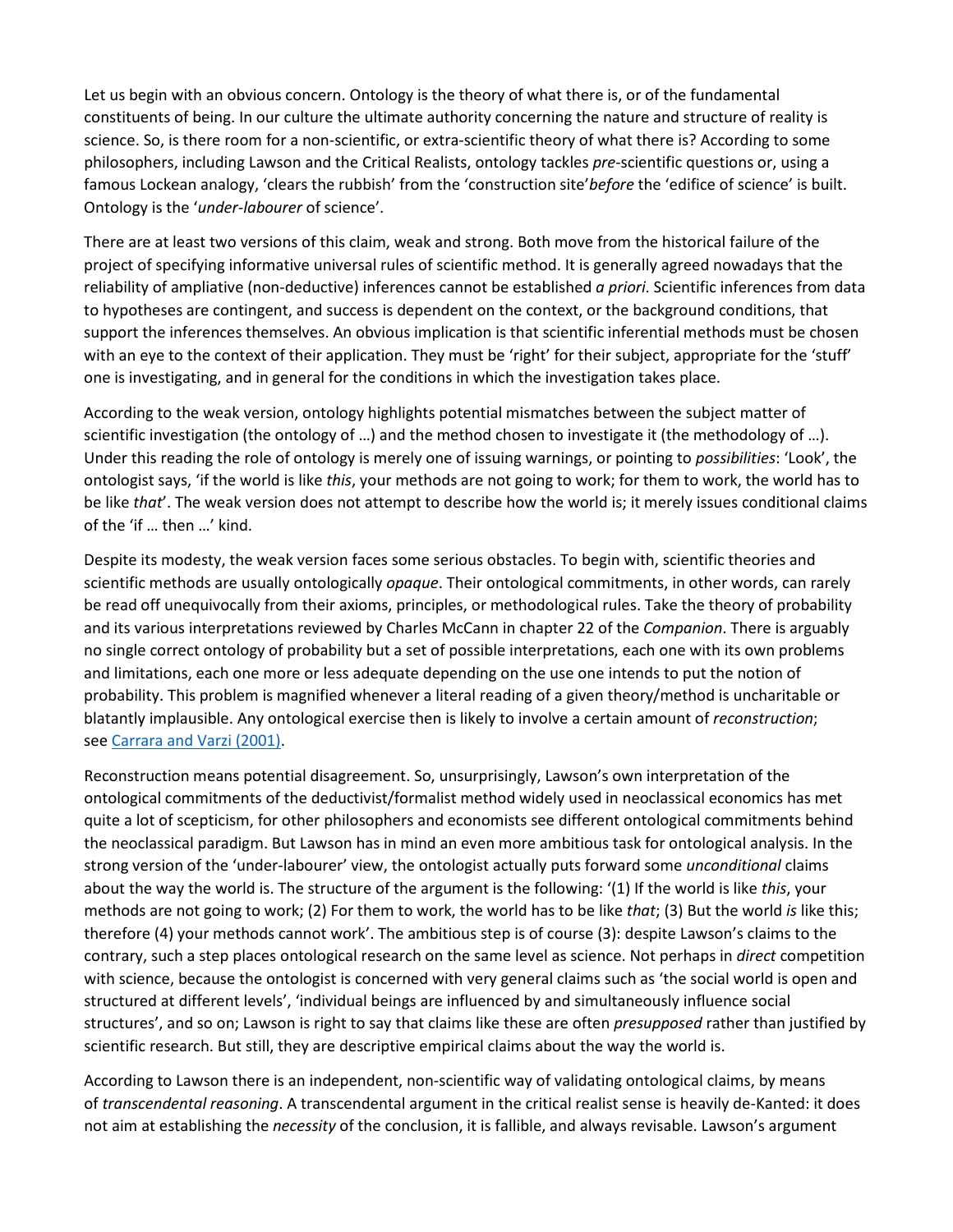Let us begin with an obvious concern. Ontology is the theory of what there is, or of the fundamental constituents of being. In our culture the ultimate authority concerning the nature and structure of reality is science. So, is there room for a non-scientific, or extra-scientific theory of what there is? According to some philosophers, including Lawson and the Critical Realists, ontology tackles *pre*-scientific questions or, using a famous Lockean analogy, 'clears the rubbish' from the 'construction site' *before* the 'edifice of science' is built. Ontology is the '*under-labourer* of science'.

There are at least two versions of this claim, weak and strong. Both move from the historical failure of the project of specifying informative universal rules of scientific method. It is generally agreed nowadays that the reliability of ampliative (non-deductive) inferences cannot be established *a priori*. Scientific inferences from data to hypotheses are contingent, and success is dependent on the context, or the background conditions, that support the inferences themselves. An obvious implication is that scientific inferential methods must be chosen with an eye to the context of their application. They must be 'right' for their subject, appropriate for the 'stuff' one is investigating, and in general for the conditions in which the investigation takes place.

According to the weak version, ontology highlights potential mismatches between the subject matter of scientific investigation (the ontology of …) and the method chosen to investigate it (the methodology of …). Under this reading the role of ontology is merely one of issuing warnings, or pointing to *possibilities*: 'Look', the ontologist says, 'if the world is like *this*, your methods are not going to work; for them to work, the world has to be like *that*'. The weak version does not attempt to describe how the world is; it merely issues conditional claims of the 'if … then …' kind.

Despite its modesty, the weak version faces some serious obstacles. To begin with, scientific theories and scientific methods are usually ontologically *opaque*. Their ontological commitments, in other words, can rarely be read off unequivocally from their axioms, principles, or methodological rules. Take the theory of probability and its various interpretations reviewed by Charles McCann in chapter 22 of the *Companion*. There is arguably no single correct ontology of probability but a set of possible interpretations, each one with its own problems and limitations, each one more or less adequate depending on the use one intends to put the notion of probability. This problem is magnified whenever a literal reading of a given theory/method is uncharitable or blatantly implausible. Any ontological exercise then is likely to involve a certain amount of *reconstruction*; see Carrara and Varzi (2001).

Reconstruction means potential disagreement. So, unsurprisingly, Lawson's own interpretation of the ontological commitments of the deductivist/formalist method widely used in neoclassical economics has met quite a lot of scepticism, for other philosophers and economists see different ontological commitments behind the neoclassical paradigm. But Lawson has in mind an even more ambitious task for ontological analysis. In the strong version of the 'under-labourer' view, the ontologist actually puts forward some *unconditional* claims about the way the world is. The structure of the argument is the following: '(1) If the world is like *this*, your methods are not going to work; (2) For them to work, the world has to be like *that*; (3) But the world *is* like this; therefore (4) your methods cannot work'. The ambitious step is of course (3): despite Lawson's claims to the contrary, such a step places ontological research on the same level as science. Not perhaps in *direct* competition with science, because the ontologist is concerned with very general claims such as 'the social world is open and structured at different levels', 'individual beings are influenced by and simultaneously influence social structures', and so on; Lawson is right to say that claims like these are often *presupposed* rather than justified by scientific research. But still, they are descriptive empirical claims about the way the world is.

According to Lawson there is an independent, non-scientific way of validating ontological claims, by means of *transcendental reasoning*. A transcendental argument in the critical realist sense is heavily de-Kanted: it does not aim at establishing the *necessity* of the conclusion, it is fallible, and always revisable. Lawson's argument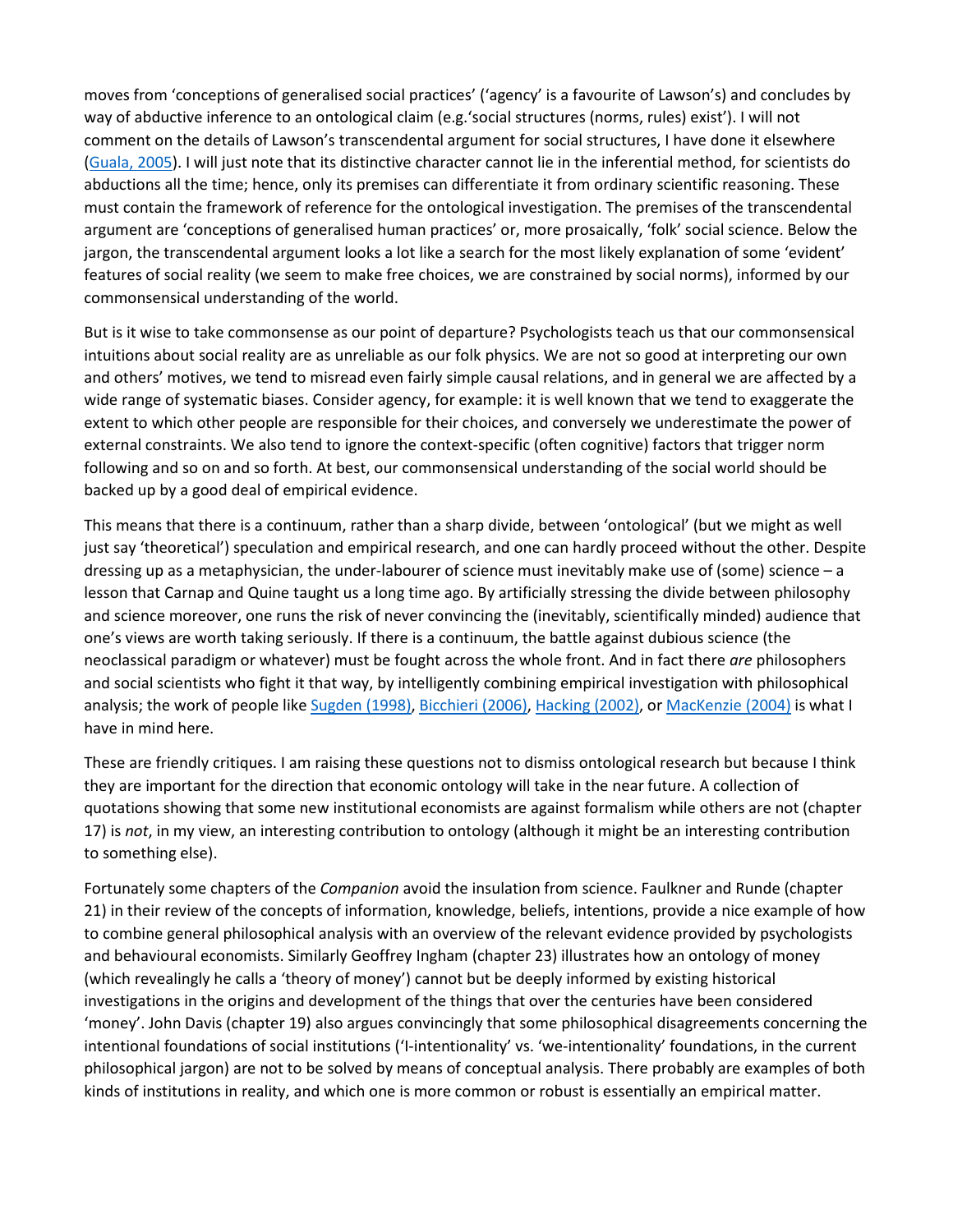moves from 'conceptions of generalised social practices' ('agency' is a favourite of Lawson's) and concludes by way of abductive inference to an ontological claim (e.g.'social structures (norms, rules) exist'). I will not comment on the details of Lawson's transcendental argument for social structures, I have done it elsewhere (Guala, 2005). I will just note that its distinctive character cannot lie in the inferential method, for scientists do abductions all the time; hence, only its premises can differentiate it from ordinary scientific reasoning. These must contain the framework of reference for the ontological investigation. The premises of the transcendental argument are 'conceptions of generalised human practices' or, more prosaically, 'folk' social science. Below the jargon, the transcendental argument looks a lot like a search for the most likely explanation of some 'evident' features of social reality (we seem to make free choices, we are constrained by social norms), informed by our commonsensical understanding of the world.

But is it wise to take commonsense as our point of departure? Psychologists teach us that our commonsensical intuitions about social reality are as unreliable as our folk physics. We are not so good at interpreting our own and others' motives, we tend to misread even fairly simple causal relations, and in general we are affected by a wide range of systematic biases. Consider agency, for example: it is well known that we tend to exaggerate the extent to which other people are responsible for their choices, and conversely we underestimate the power of external constraints. We also tend to ignore the context-specific (often cognitive) factors that trigger norm following and so on and so forth. At best, our commonsensical understanding of the social world should be backed up by a good deal of empirical evidence.

This means that there is a continuum, rather than a sharp divide, between 'ontological' (but we might as well just say 'theoretical') speculation and empirical research, and one can hardly proceed without the other. Despite dressing up as a metaphysician, the under-labourer of science must inevitably make use of (some) science – a lesson that Carnap and Quine taught us a long time ago. By artificially stressing the divide between philosophy and science moreover, one runs the risk of never convincing the (inevitably, scientifically minded) audience that one's views are worth taking seriously. If there is a continuum, the battle against dubious science (the neoclassical paradigm or whatever) must be fought across the whole front. And in fact there *are* philosophers and social scientists who fight it that way, by intelligently combining empirical investigation with philosophical analysis; the work of people like Sugden (1998), Bicchieri (2006), Hacking (2002), or MacKenzie (2004) is what I have in mind here.

These are friendly critiques. I am raising these questions not to dismiss ontological research but because I think they are important for the direction that economic ontology will take in the near future. A collection of quotations showing that some new institutional economists are against formalism while others are not (chapter 17) is *not*, in my view, an interesting contribution to ontology (although it might be an interesting contribution to something else).

Fortunately some chapters of the *Companion* avoid the insulation from science. Faulkner and Runde (chapter 21) in their review of the concepts of information, knowledge, beliefs, intentions, provide a nice example of how to combine general philosophical analysis with an overview of the relevant evidence provided by psychologists and behavioural economists. Similarly Geoffrey Ingham (chapter 23) illustrates how an ontology of money (which revealingly he calls a 'theory of money') cannot but be deeply informed by existing historical investigations in the origins and development of the things that over the centuries have been considered 'money'. John Davis (chapter 19) also argues convincingly that some philosophical disagreements concerning the intentional foundations of social institutions ('I-intentionality' vs. 'we-intentionality' foundations, in the current philosophical jargon) are not to be solved by means of conceptual analysis. There probably are examples of both kinds of institutions in reality, and which one is more common or robust is essentially an empirical matter.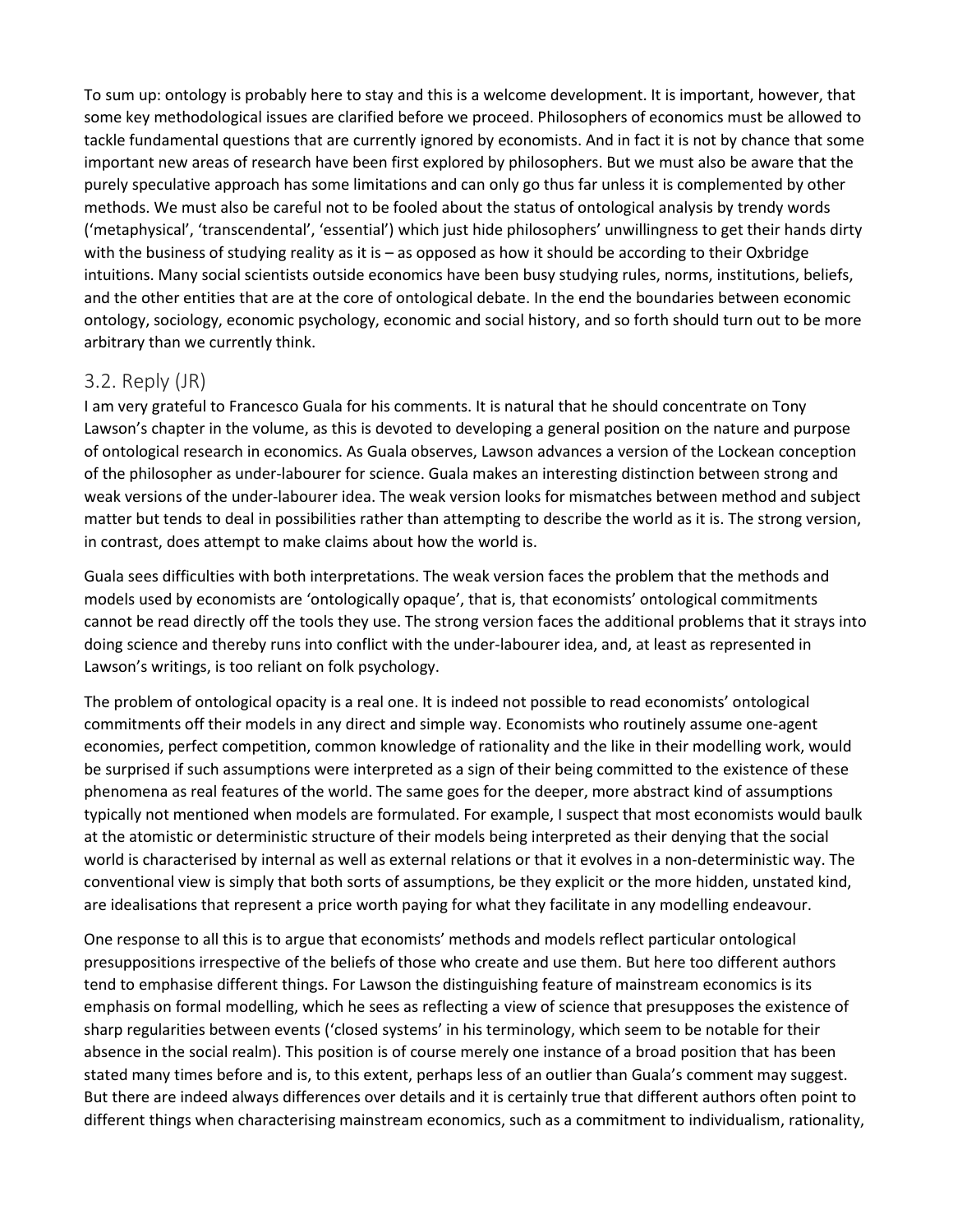To sum up: ontology is probably here to stay and this is a welcome development. It is important, however, that some key methodological issues are clarified before we proceed. Philosophers of economics must be allowed to tackle fundamental questions that are currently ignored by economists. And in fact it is not by chance that some important new areas of research have been first explored by philosophers. But we must also be aware that the purely speculative approach has some limitations and can only go thus far unless it is complemented by other methods. We must also be careful not to be fooled about the status of ontological analysis by trendy words ('metaphysical', 'transcendental', 'essential') which just hide philosophers' unwillingness to get their hands dirty with the business of studying reality as it is – as opposed as how it should be according to their Oxbridge intuitions. Many social scientists outside economics have been busy studying rules, norms, institutions, beliefs, and the other entities that are at the core of ontological debate. In the end the boundaries between economic ontology, sociology, economic psychology, economic and social history, and so forth should turn out to be more arbitrary than we currently think.

## 3.2. Reply (JR)

I am very grateful to Francesco Guala for his comments. It is natural that he should concentrate on Tony Lawson's chapter in the volume, as this is devoted to developing a general position on the nature and purpose of ontological research in economics. As Guala observes, Lawson advances a version of the Lockean conception of the philosopher as under-labourer for science. Guala makes an interesting distinction between strong and weak versions of the under-labourer idea. The weak version looks for mismatches between method and subject matter but tends to deal in possibilities rather than attempting to describe the world as it is. The strong version, in contrast, does attempt to make claims about how the world is.

Guala sees difficulties with both interpretations. The weak version faces the problem that the methods and models used by economists are 'ontologically opaque', that is, that economists' ontological commitments cannot be read directly off the tools they use. The strong version faces the additional problems that it strays into doing science and thereby runs into conflict with the under-labourer idea, and, at least as represented in Lawson's writings, is too reliant on folk psychology.

The problem of ontological opacity is a real one. It is indeed not possible to read economists' ontological commitments off their models in any direct and simple way. Economists who routinely assume one-agent economies, perfect competition, common knowledge of rationality and the like in their modelling work, would be surprised if such assumptions were interpreted as a sign of their being committed to the existence of these phenomena as real features of the world. The same goes for the deeper, more abstract kind of assumptions typically not mentioned when models are formulated. For example, I suspect that most economists would baulk at the atomistic or deterministic structure of their models being interpreted as their denying that the social world is characterised by internal as well as external relations or that it evolves in a non-deterministic way. The conventional view is simply that both sorts of assumptions, be they explicit or the more hidden, unstated kind, are idealisations that represent a price worth paying for what they facilitate in any modelling endeavour.

One response to all this is to argue that economists' methods and models reflect particular ontological presuppositions irrespective of the beliefs of those who create and use them. But here too different authors tend to emphasise different things. For Lawson the distinguishing feature of mainstream economics is its emphasis on formal modelling, which he sees as reflecting a view of science that presupposes the existence of sharp regularities between events ('closed systems' in his terminology, which seem to be notable for their absence in the social realm). This position is of course merely one instance of a broad position that has been stated many times before and is, to this extent, perhaps less of an outlier than Guala's comment may suggest. But there are indeed always differences over details and it is certainly true that different authors often point to different things when characterising mainstream economics, such as a commitment to individualism, rationality,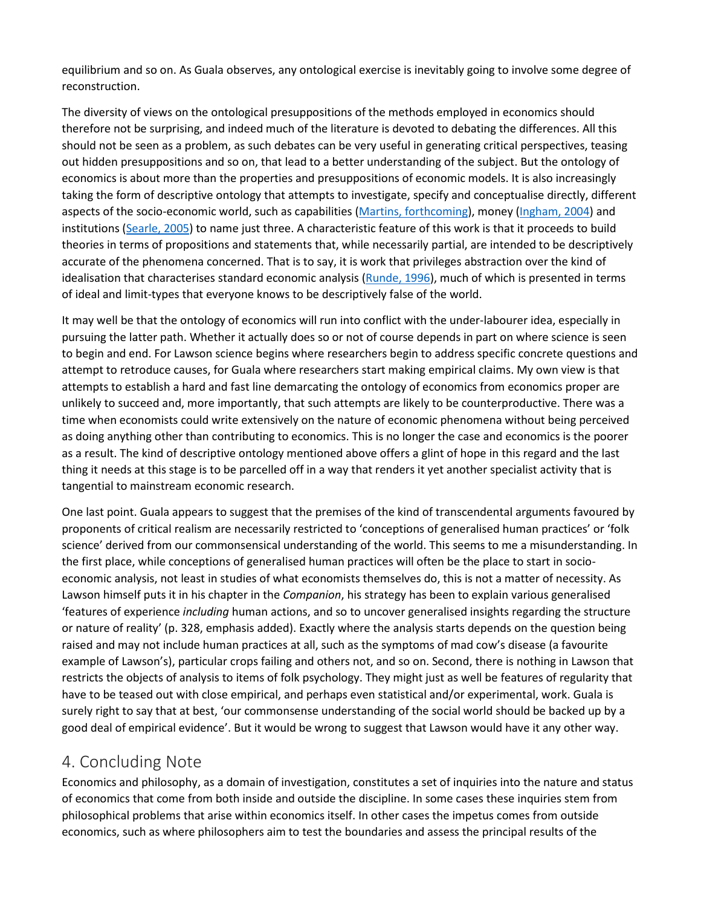equilibrium and so on. As Guala observes, any ontological exercise is inevitably going to involve some degree of reconstruction.

The diversity of views on the ontological presuppositions of the methods employed in economics should therefore not be surprising, and indeed much of the literature is devoted to debating the differences. All this should not be seen as a problem, as such debates can be very useful in generating critical perspectives, teasing out hidden presuppositions and so on, that lead to a better understanding of the subject. But the ontology of economics is about more than the properties and presuppositions of economic models. It is also increasingly taking the form of descriptive ontology that attempts to investigate, specify and conceptualise directly, different aspects of the socio-economic world, such as capabilities (Martins, forthcoming), money (Ingham, 2004) and institutions (Searle, 2005) to name just three. A characteristic feature of this work is that it proceeds to build theories in terms of propositions and statements that, while necessarily partial, are intended to be descriptively accurate of the phenomena concerned. That is to say, it is work that privileges abstraction over the kind of idealisation that characterises standard economic analysis (Runde, 1996), much of which is presented in terms of ideal and limit-types that everyone knows to be descriptively false of the world.

It may well be that the ontology of economics will run into conflict with the under-labourer idea, especially in pursuing the latter path. Whether it actually does so or not of course depends in part on where science is seen to begin and end. For Lawson science begins where researchers begin to address specific concrete questions and attempt to retroduce causes, for Guala where researchers start making empirical claims. My own view is that attempts to establish a hard and fast line demarcating the ontology of economics from economics proper are unlikely to succeed and, more importantly, that such attempts are likely to be counterproductive. There was a time when economists could write extensively on the nature of economic phenomena without being perceived as doing anything other than contributing to economics. This is no longer the case and economics is the poorer as a result. The kind of descriptive ontology mentioned above offers a glint of hope in this regard and the last thing it needs at this stage is to be parcelled off in a way that renders it yet another specialist activity that is tangential to mainstream economic research.

One last point. Guala appears to suggest that the premises of the kind of transcendental arguments favoured by proponents of critical realism are necessarily restricted to 'conceptions of generalised human practices' or 'folk science' derived from our commonsensical understanding of the world. This seems to me a misunderstanding. In the first place, while conceptions of generalised human practices will often be the place to start in socio-economic analysis, not least in studies of what economists themselves do, this is not a matter of necessity. As Lawson himself puts it in his chapter in the *Companion*, his strategy has been to explain various generalised 'features of experience *including* human actions, and so to uncover generalised insights regarding the structure or nature of reality' (p. 328, emphasis added). Exactly where the analysis starts depends on the question being raised and may not include human practices at all, such as the symptoms of mad cow's disease (a favourite example of Lawson's), particular crops failing and others not, and so on. Second, there is nothing in Lawson that restricts the objects of analysis to items of folk psychology. They might just as well be features of regularity that have to be teased out with close empirical, and perhaps even statistical and/or experimental, work. Guala is surely right to say that at best, 'our commonsense understanding of the social world should be backed up by a good deal of empirical evidence'. But it would be wrong to suggest that Lawson would have it any other way.

## 4. Concluding Note

Economics and philosophy, as a domain of investigation, constitutes a set of inquiries into the nature and status of economics that come from both inside and outside the discipline. In some cases these inquiries stem from philosophical problems that arise within economics itself. In other cases the impetus comes from outside economics, such as where philosophers aim to test the boundaries and assess the principal results of the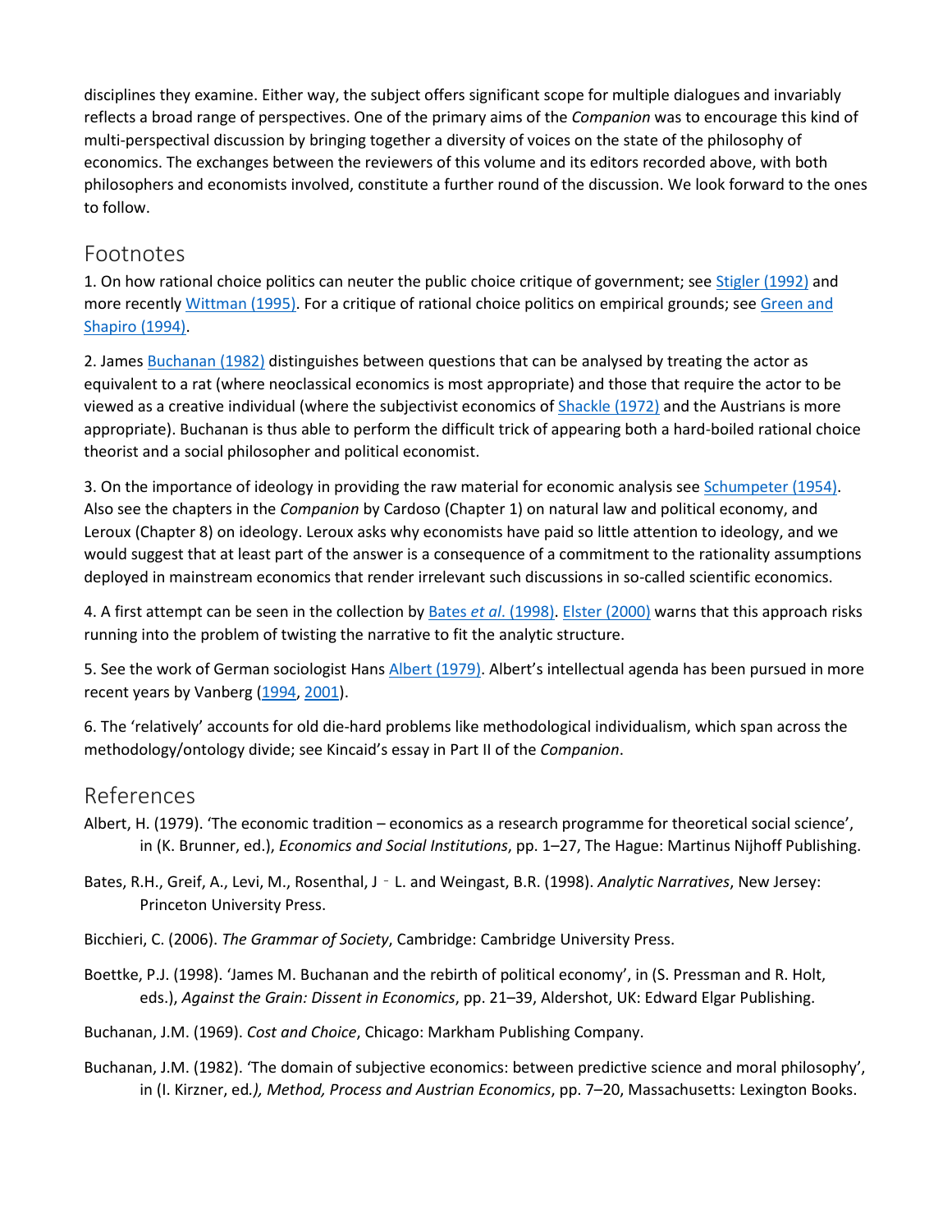disciplines they examine. Either way, the subject offers significant scope for multiple dialogues and invariably reflects a broad range of perspectives. One of the primary aims of the *Companion* was to encourage this kind of multi-perspectival discussion by bringing together a diversity of voices on the state of the philosophy of economics. The exchanges between the reviewers of this volume and its editors recorded above, with both philosophers and economists involved, constitute a further round of the discussion. We look forward to the ones to follow.

## Footnotes

1. On how rational choice politics can neuter the public choice critique of government; see Stigler (1992) and more recently Wittman (1995). For a critique of rational choice politics on empirical grounds; see Green and Shapiro (1994).

2. James Buchanan (1982) distinguishes between questions that can be analysed by treating the actor as equivalent to a rat (where neoclassical economics is most appropriate) and those that require the actor to be viewed as a creative individual (where the subjectivist economics of Shackle (1972) and the Austrians is more appropriate). Buchanan is thus able to perform the difficult trick of appearing both a hard-boiled rational choice theorist and a social philosopher and political economist.

3. On the importance of ideology in providing the raw material for economic analysis see Schumpeter (1954). Also see the chapters in the *Companion* by Cardoso (Chapter 1) on natural law and political economy, and Leroux (Chapter 8) on ideology. Leroux asks why economists have paid so little attention to ideology, and we would suggest that at least part of the answer is a consequence of a commitment to the rationality assumptions deployed in mainstream economics that render irrelevant such discussions in so-called scientific economics.

4. A first attempt can be seen in the collection by Bates *et al.* (1998). Elster (2000) warns that this approach risks running into the problem of twisting the narrative to fit the analytic structure.

5. See the work of German sociologist Hans Albert (1979). Albert's intellectual agenda has been pursued in more recent years by Vanberg (1994, 2001).

6. The 'relatively' accounts for old die-hard problems like methodological individualism, which span across the methodology/ontology divide; see Kincaid's essay in Part II of the *Companion*.

## References

Albert, H. (1979). 'The economic tradition – economics as a research programme for theoretical social science', in (K. Brunner, ed.), *Economics and Social Institutions*, pp. 1–27, The Hague: Martinus Nijhoff Publishing.

Bates, R.H., Greif, A., Levi, M., Rosenthal, J‐L. and Weingast, B.R. (1998). *Analytic Narratives*, New Jersey: Princeton University Press.

Bicchieri, C. (2006). *The Grammar of Society*, Cambridge: Cambridge University Press.

Boettke, P.J. (1998). 'James M. Buchanan and the rebirth of political economy', in (S. Pressman and R. Holt, eds.), *Against the Grain: Dissent in Economics*, pp. 21–39, Aldershot, UK: Edward Elgar Publishing.

Buchanan, J.M. (1969). *Cost and Choice*, Chicago: Markham Publishing Company.

Buchanan, J.M. (1982). 'The domain of subjective economics: between predictive science and moral philosophy', in (I. Kirzner, ed*.), Method, Process and Austrian Economics*, pp. 7–20, Massachusetts: Lexington Books.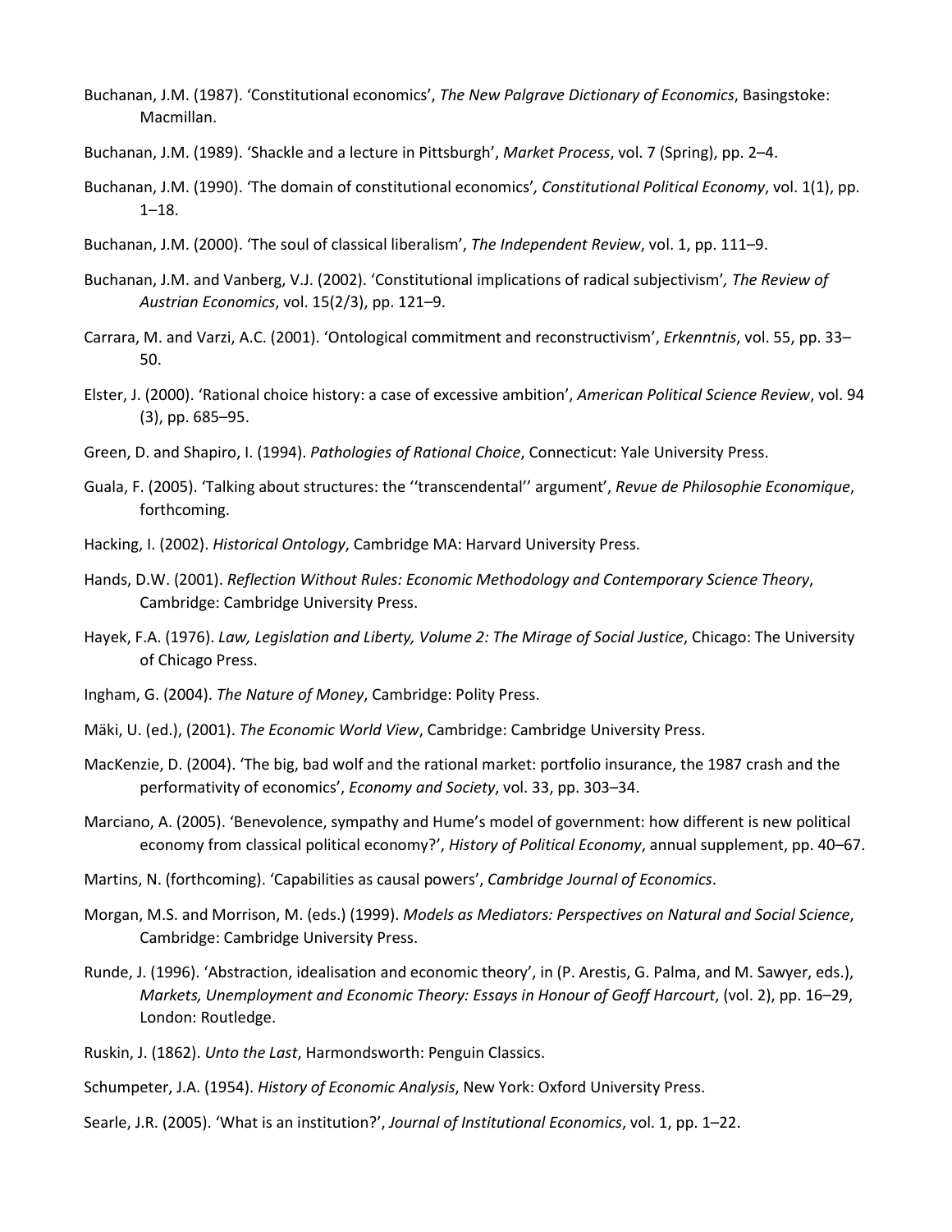Buchanan, J.M. (1987). 'Constitutional economics', *The New Palgrave Dictionary of Economics*, Basingstoke: Macmillan.

Buchanan, J.M. (1989). 'Shackle and a lecture in Pittsburgh', *Market Process*, vol. 7 (Spring), pp. 2–4.

Buchanan, J.M. (1990). 'The domain of constitutional economics'*, Constitutional Political Economy*, vol. 1(1), pp. 1–18.

Buchanan, J.M. (2000). 'The soul of classical liberalism', *The Independent Review*, vol. 1, pp. 111–9.

Buchanan, J.M. and Vanberg, V.J. (2002). 'Constitutional implications of radical subjectivism'*, The Review of Austrian Economics*, vol. 15(2/3), pp. 121–9.

Carrara, M. and Varzi, A.C. (2001). 'Ontological commitment and reconstructivism', *Erkenntnis*, vol. 55, pp. 33–50.

Elster, J. (2000). 'Rational choice history: a case of excessive ambition', *American Political Science Review*, vol. 94 (3), pp. 685–95.

Green, D. and Shapiro, I. (1994). *Pathologies of Rational Choice*, Connecticut: Yale University Press.

Guala, F. (2005). 'Talking about structures: the ''transcendental'' argument', *Revue de Philosophie Economique*, forthcoming.

Hacking, I. (2002). *Historical Ontology*, Cambridge MA: Harvard University Press.

Hands, D.W. (2001). *Reflection Without Rules: Economic Methodology and Contemporary Science Theory*, Cambridge: Cambridge University Press.

Hayek, F.A. (1976). *Law, Legislation and Liberty, Volume 2: The Mirage of Social Justice*, Chicago: The University of Chicago Press.

Ingham, G. (2004). *The Nature of Money*, Cambridge: Polity Press.

Mäki, U. (ed.), (2001). *The Economic World View*, Cambridge: Cambridge University Press.

MacKenzie, D. (2004). 'The big, bad wolf and the rational market: portfolio insurance, the 1987 crash and the performativity of economics', *Economy and Society*, vol. 33, pp. 303–34.

Marciano, A. (2005). 'Benevolence, sympathy and Hume's model of government: how different is new political economy from classical political economy?', *History of Political Economy*, annual supplement, pp. 40–67.

Martins, N. (forthcoming). 'Capabilities as causal powers', *Cambridge Journal of Economics*.

Morgan, M.S. and Morrison, M. (eds.) (1999). *Models as Mediators: Perspectives on Natural and Social Science*, Cambridge: Cambridge University Press.

Runde, J. (1996). 'Abstraction, idealisation and economic theory', in (P. Arestis, G. Palma, and M. Sawyer, eds.), *Markets, Unemployment and Economic Theory: Essays in Honour of Geoff Harcourt*, (vol. 2), pp. 16–29, London: Routledge.

Ruskin, J. (1862). *Unto the Last*, Harmondsworth: Penguin Classics.

Schumpeter, J.A. (1954). *History of Economic Analysis*, New York: Oxford University Press.

Searle, J.R. (2005). 'What is an institution?', *Journal of Institutional Economics*, vol. 1, pp. 1–22.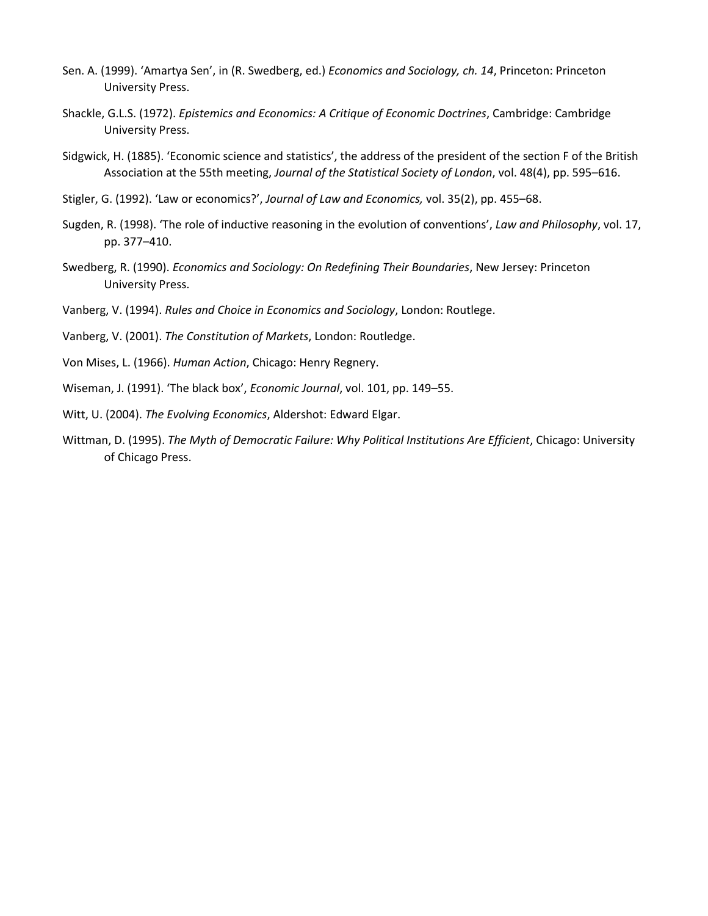Sen. A. (1999). 'Amartya Sen', in (R. Swedberg, ed.) *Economics and Sociology, ch. 14*, Princeton: Princeton University Press.

Shackle, G.L.S. (1972). *Epistemics and Economics: A Critique of Economic Doctrines*, Cambridge: Cambridge University Press.

Sidgwick, H. (1885). 'Economic science and statistics', the address of the president of the section F of the British Association at the 55th meeting, *Journal of the Statistical Society of London*, vol. 48(4), pp. 595–616.

Stigler, G. (1992). 'Law or economics?', *Journal of Law and Economics,* vol. 35(2), pp. 455–68.

Sugden, R. (1998). 'The role of inductive reasoning in the evolution of conventions', *Law and Philosophy*, vol. 17, pp. 377–410.

Swedberg, R. (1990). *Economics and Sociology: On Redefining Their Boundaries*, New Jersey: Princeton University Press.

Vanberg, V. (1994). *Rules and Choice in Economics and Sociology*, London: Routlege.

Vanberg, V. (2001). *The Constitution of Markets*, London: Routledge.

Von Mises, L. (1966). *Human Action*, Chicago: Henry Regnery.

Wiseman, J. (1991). 'The black box', *Economic Journal*, vol. 101, pp. 149–55.

Witt, U. (2004). *The Evolving Economics*, Aldershot: Edward Elgar.

Wittman, D. (1995). *The Myth of Democratic Failure: Why Political Institutions Are Efficient*, Chicago: University of Chicago Press.